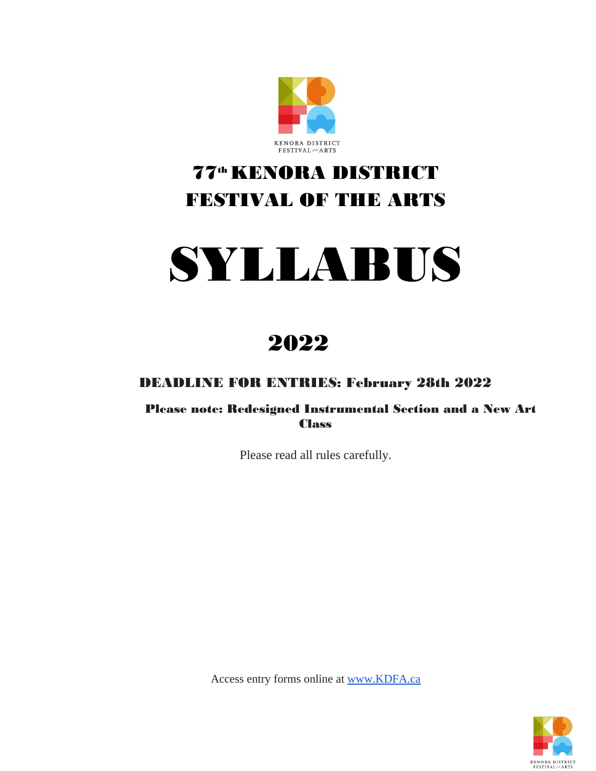KENORA DISTRICT FESTIVAL of the ARTS

# 77th KENORA DISTRICT FESTIVAL OF THE ARTS

# SYLLABUS

## 2022

**DEADLINE FOR ENTRIES: February 28th 2022**

**Please note: Redesigned Instrumental Section and a New Art Class**

Please read all rules carefully.

Access entry forms online at [www.KDFA.ca](http://www.KDFA.ca)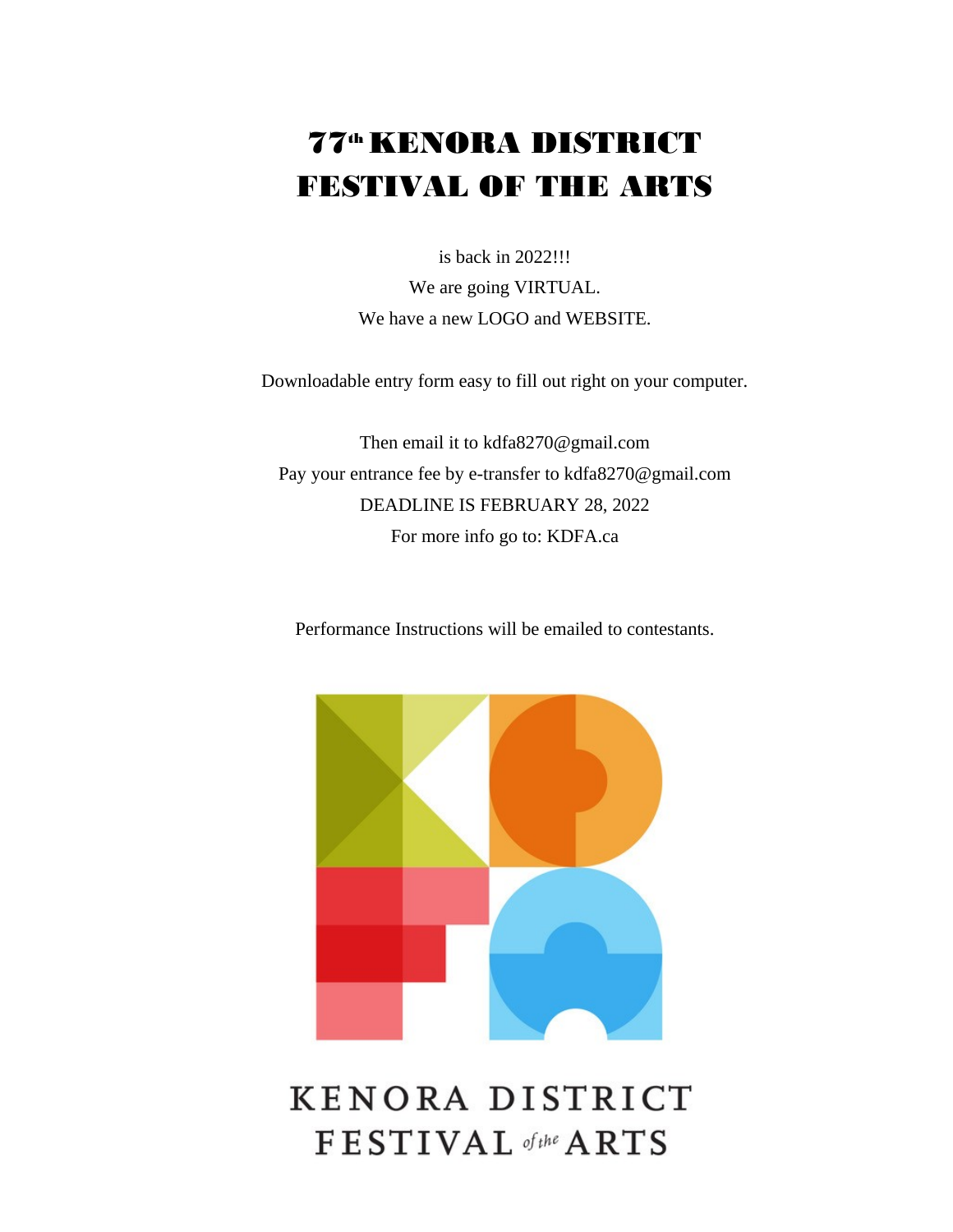# 77th KENORA DISTRICT FESTIVAL OF THE ARTS

is back in 2022!!!

We are going VIRTUAL.

We have a new LOGO and WEBSITE.

Downloadable entry form easy to fill out right on your computer.

Then email it to kdfa8270@gmail.com

Pay your entrance fee by e-transfer to kdfa8270@gmail.com

DEADLINE IS FEBRUARY 28, 2022

For more info go to: KDFA.ca

Performance Instructions will be emailed to contestants.

KENORA DISTRICT FESTIVAL of the ARTS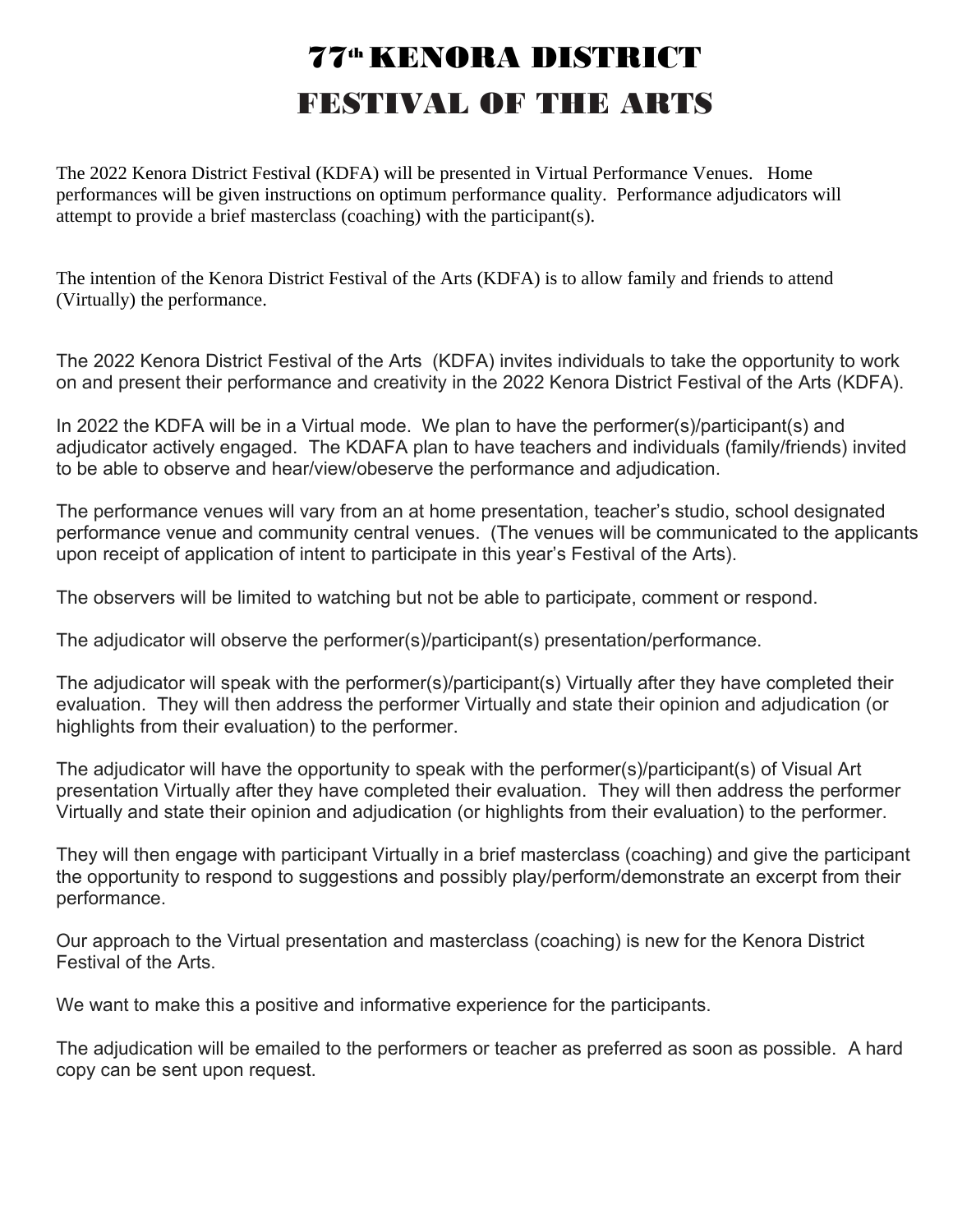# 77th KENORA DISTRICT FESTIVAL OF THE ARTS

The 2022 Kenora District Festival (KDFA) will be presented in Virtual Performance Venues. Home performances will be given instructions on optimum performance quality. Performance adjudicators will attempt to provide a brief masterclass (coaching) with the participant(s).

The intention of the Kenora District Festival of the Arts (KDFA) is to allow family and friends to attend (Virtually) the performance.

The 2022 Kenora District Festival of the Arts (KDFA) invites individuals to take the opportunity to work on and present their performance and creativity in the 2022 Kenora District Festival of the Arts (KDFA).

In 2022 the KDFA will be in a Virtual mode. We plan to have the performer(s)/participant(s) and adjudicator actively engaged. The KDAFA plan to have teachers and individuals (family/friends) invited to be able to observe and hear/view/obeserve the performance and adjudication.

The performance venues will vary from an at home presentation, teacher's studio, school designated performance venue and community central venues. (The venues will be communicated to the applicants upon receipt of application of intent to participate in this year's Festival of the Arts).

The observers will be limited to watching but not be able to participate, comment or respond.

The adjudicator will observe the performer(s)/participant(s) presentation/performance.

The adjudicator will speak with the performer(s)/participant(s) Virtually after they have completed their evaluation. They will then address the performer Virtually and state their opinion and adjudication (or highlights from their evaluation) to the performer.

The adjudicator will have the opportunity to speak with the performer(s)/participant(s) of Visual Art presentation Virtually after they have completed their evaluation. They will then address the performer Virtually and state their opinion and adjudication (or highlights from their evaluation) to the performer.

They will then engage with participant Virtually in a brief masterclass (coaching) and give the participant the opportunity to respond to suggestions and possibly play/perform/demonstrate an excerpt from their performance.

Our approach to the Virtual presentation and masterclass (coaching) is new for the Kenora District Festival of the Arts.

We want to make this a positive and informative experience for the participants.

The adjudication will be emailed to the performers or teacher as preferred as soon as possible. A hard copy can be sent upon request.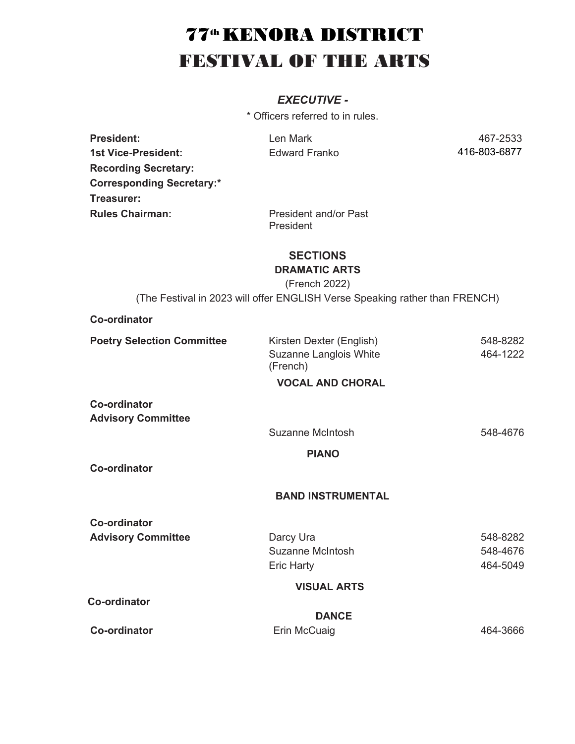# 77th KENORA DISTRICT FESTIVAL OF THE ARTS

### *EXECUTIVE -*

\* Officers referred to in rules.

| | | |
|---|---|---|
| **President:** | Len Mark | 467-2533 |
| **1st Vice-President:** | Edward Franko | 416-803-6877 |
| **Recording Secretary:** | | |
| **Corresponding Secretary:*** | | |
| **Treasurer:** | | |
| **Rules Chairman:** | President and/or Past President | |

## SECTIONS

### DRAMATIC ARTS

(French 2022)

(The Festival in 2023 will offer ENGLISH Verse Speaking rather than FRENCH)

| | | |
|---|---|---|
| **Co-ordinator** | | |
| **Poetry Selection Committee** | Kirsten Dexter (English) | 548-8282 |
| | Suzanne Langlois White (French) | 464-1222 |

### VOCAL AND CHORAL

| | | |
|---|---|---|
| **Co-ordinator** | | |
| **Advisory Committee** | | |
| | Suzanne McIntosh | 548-4676 |

### PIANO

| | | |
|---|---|---|
| **Co-ordinator** | | |

### BAND INSTRUMENTAL

| | | |
|---|---|---|
| **Co-ordinator** | | |
| **Advisory Committee** | Darcy Ura | 548-8282 |
| | Suzanne McIntosh | 548-4676 |
| | Eric Harty | 464-5049 |

### VISUAL ARTS

| | | |
|---|---|---|
| **Co-ordinator** | | |

### DANCE

| | | |
|---|---|---|
| **Co-ordinator** | Erin McCuaig | 464-3666 |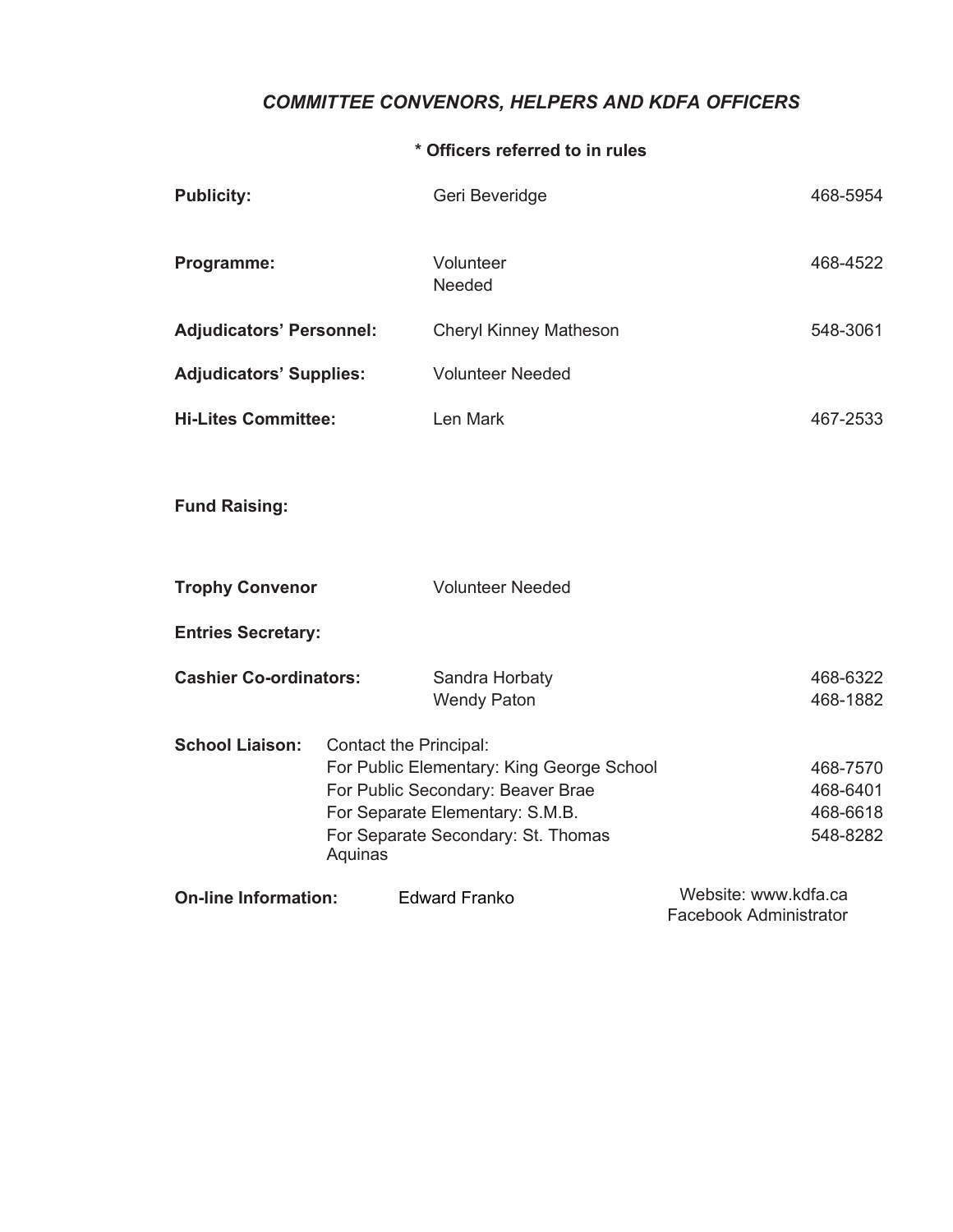## *COMMITTEE CONVENORS, HELPERS AND KDFA OFFICERS*

**\* Officers referred to in rules**

| | | |
|---|---|---|
| **Publicity:** | Geri Beveridge | 468-5954 |
| **Programme:** | Volunteer Needed | 468-4522 |
| **Adjudicators' Personnel:** | Cheryl Kinney Matheson | 548-3061 |
| **Adjudicators' Supplies:** | Volunteer Needed | |
| **Hi-Lites Committee:** | Len Mark | 467-2533 |
| **Fund Raising:** | | |
| **Trophy Convenor** | Volunteer Needed | |
| **Entries Secretary:** | | |
| **Cashier Co-ordinators:** | Sandra Horbaty | 468-6322 |
| | Wendy Paton | 468-1882 |
| **School Liaison:** | Contact the Principal: | |
| | For Public Elementary: King George School | 468-7570 |
| | For Public Secondary: Beaver Brae | 468-6401 |
| | For Separate Elementary: S.M.B. | 468-6618 |
| | For Separate Secondary: St. Thomas Aquinas | 548-8282 |
| **On-line Information:** | Edward Franko | Website: www.kdfa.ca<br>Facebook Administrator |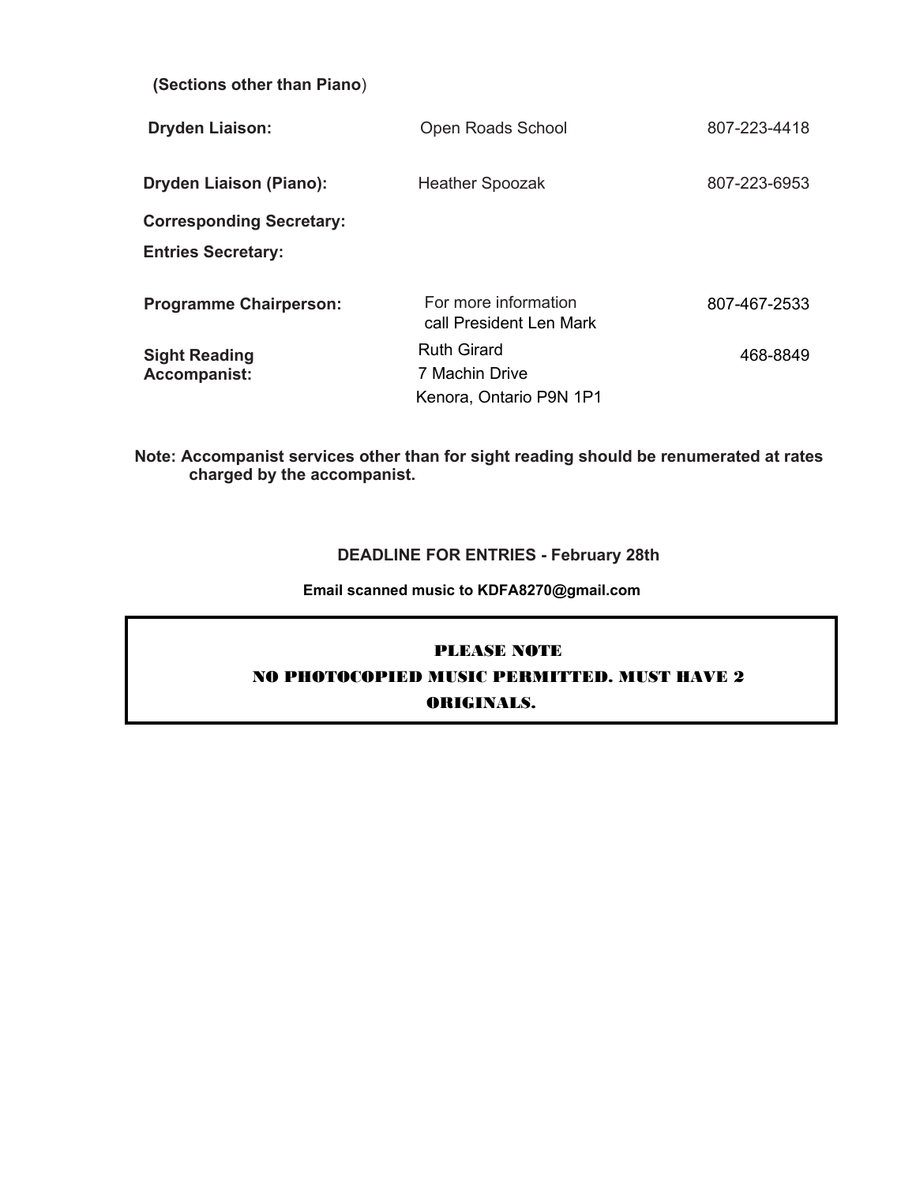**(Sections other than Piano)**

| | | |
|---|---|---|
| **Dryden Liaison:** | Open Roads School | 807-223-4418 |
| **Dryden Liaison (Piano):** | Heather Spoozak | 807-223-6953 |
| **Corresponding Secretary:** | | |
| **Entries Secretary:** | | |
| **Programme Chairperson:** | For more information call President Len Mark | 807-467-2533 |
| **Sight Reading Accompanist:** | Ruth Girard<br>7 Machin Drive<br>Kenora, Ontario P9N 1P1 | 468-8849 |

**Note: Accompanist services other than for sight reading should be renumerated at rates charged by the accompanist.**

**DEADLINE FOR ENTRIES - February 28th**

**Email scanned music to KDFA8270@gmail.com**

**PLEASE NOTE**

**NO PHOTOCOPIED MUSIC PERMITTED. MUST HAVE 2 ORIGINALS.**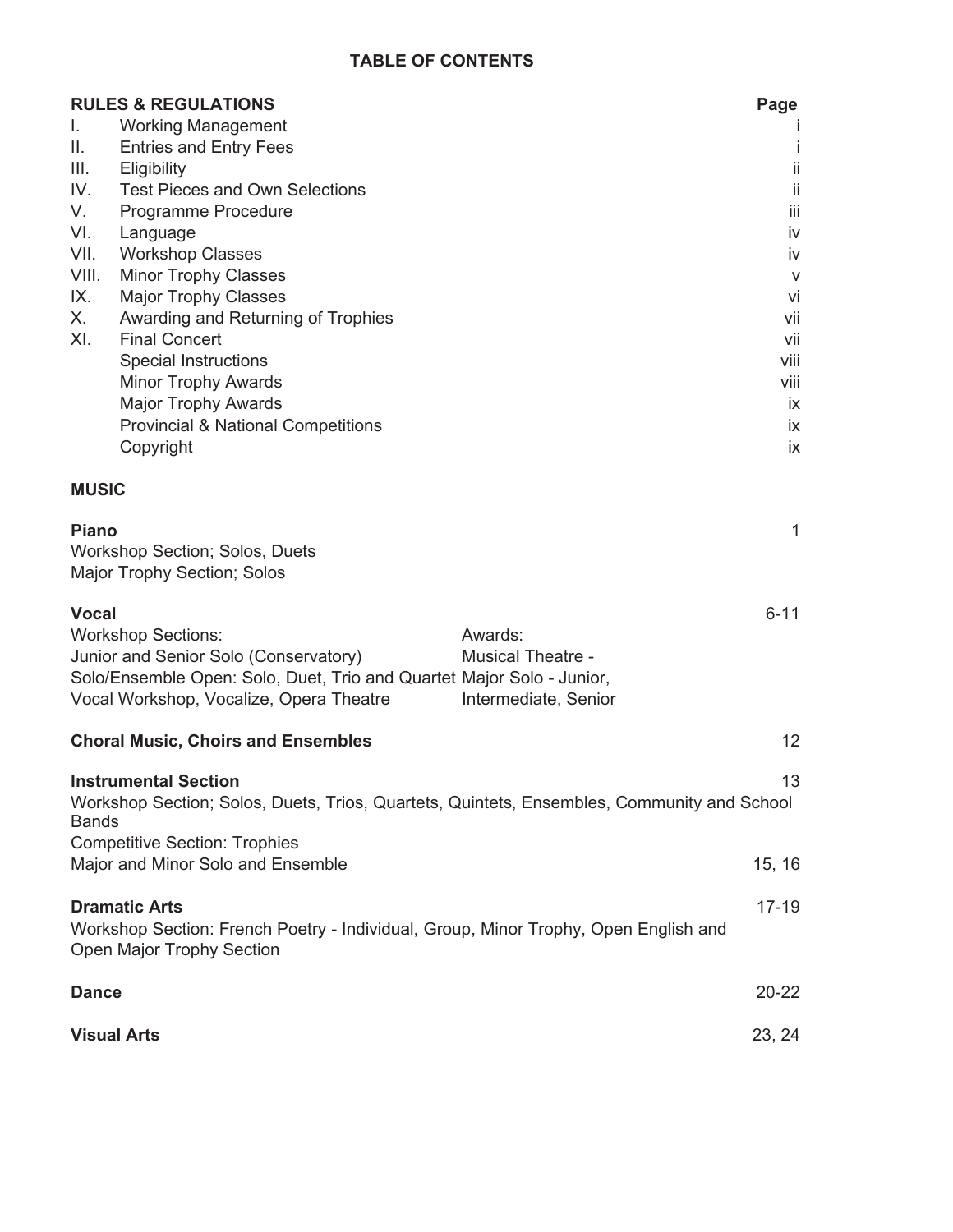# TABLE OF CONTENTS

| RULES & REGULATIONS | | Page |
|---|---|---|
| I. | Working Management | i |
| II. | Entries and Entry Fees | i |
| III. | Eligibility | ii |
| IV. | Test Pieces and Own Selections | ii |
| V. | Programme Procedure | iii |
| VI. | Language | iv |
| VII. | Workshop Classes | iv |
| VIII. | Minor Trophy Classes | v |
| IX. | Major Trophy Classes | vi |
| X. | Awarding and Returning of Trophies | vii |
| XI. | Final Concert | vii |
| | Special Instructions | viii |
| | Minor Trophy Awards | viii |
| | Major Trophy Awards | ix |
| | Provincial & National Competitions | ix |
| | Copyright | ix |

**MUSIC**

**Piano** 1
Workshop Section; Solos, Duets
Major Trophy Section; Solos

**Vocal** 6-11
Workshop Sections:
Junior and Senior Solo (Conservatory)
Solo/Ensemble Open: Solo, Duet, Trio and Quartet
Vocal Workshop, Vocalize, Opera Theatre

Awards:
Musical Theatre -
Major Solo - Junior, Intermediate, Senior

**Choral Music, Choirs and Ensembles** 12

**Instrumental Section** 13
Workshop Section; Solos, Duets, Trios, Quartets, Quintets, Ensembles, Community and School Bands
Competitive Section: Trophies
Major and Minor Solo and Ensemble 15, 16

**Dramatic Arts** 17-19
Workshop Section: French Poetry - Individual, Group, Minor Trophy, Open English and Open Major Trophy Section

**Dance** 20-22

**Visual Arts** 23, 24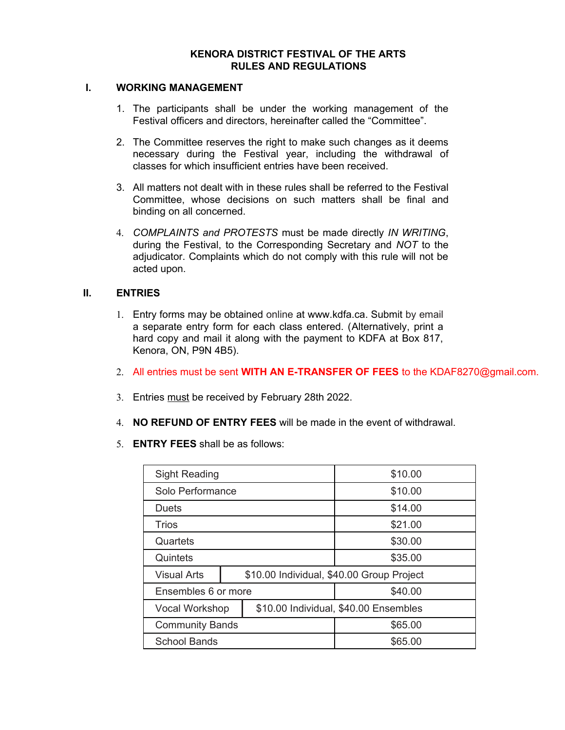# KENORA DISTRICT FESTIVAL OF THE ARTS
# RULES AND REGULATIONS

## I. WORKING MANAGEMENT

1. The participants shall be under the working management of the Festival officers and directors, hereinafter called the "Committee".

2. The Committee reserves the right to make such changes as it deems necessary during the Festival year, including the withdrawal of classes for which insufficient entries have been received.

3. All matters not dealt with in these rules shall be referred to the Festival Committee, whose decisions on such matters shall be final and binding on all concerned.

4. *COMPLAINTS and PROTESTS* must be made directly *IN WRITING*, during the Festival, to the Corresponding Secretary and *NOT* to the adjudicator. Complaints which do not comply with this rule will not be acted upon.

## II. ENTRIES

1. Entry forms may be obtained online at www.kdfa.ca. Submit by email a separate entry form for each class entered. (Alternatively, print a hard copy and mail it along with the payment to KDFA at Box 817, Kenora, ON, P9N 4B5).

2. All entries must be sent **WITH AN E-TRANSFER OF FEES** to the KDAF8270@gmail.com.

3. Entries must be received by February 28th 2022.

4. **NO REFUND OF ENTRY FEES** will be made in the event of withdrawal.

5. **ENTRY FEES** shall be as follows:

| | |
|---|---|
| Sight Reading | $10.00 |
| Solo Performance | $10.00 |
| Duets | $14.00 |
| Trios | $21.00 |
| Quartets | $30.00 |
| Quintets | $35.00 |
| Visual Arts | $10.00 Individual, $40.00 Group Project |
| Ensembles 6 or more | $40.00 |
| Vocal Workshop | $10.00 Individual, $40.00 Ensembles |
| Community Bands | $65.00 |
| School Bands | $65.00 |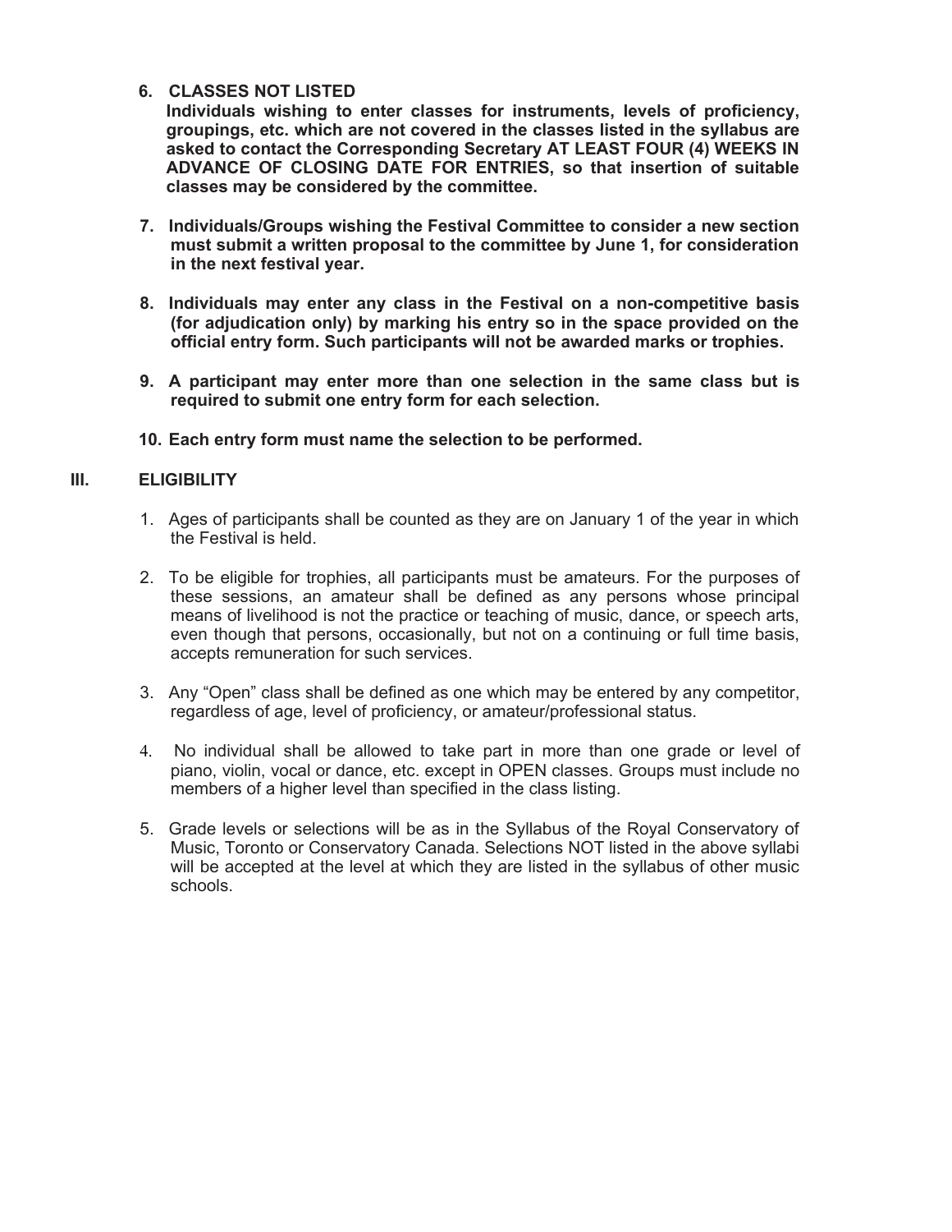6. **CLASSES NOT LISTED**
   **Individuals wishing to enter classes for instruments, levels of proficiency, groupings, etc. which are not covered in the classes listed in the syllabus are asked to contact the Corresponding Secretary AT LEAST FOUR (4) WEEKS IN ADVANCE OF CLOSING DATE FOR ENTRIES, so that insertion of suitable classes may be considered by the committee.**

7. **Individuals/Groups wishing the Festival Committee to consider a new section must submit a written proposal to the committee by June 1, for consideration in the next festival year.**

8. **Individuals may enter any class in the Festival on a non-competitive basis (for adjudication only) by marking his entry so in the space provided on the official entry form. Such participants will not be awarded marks or trophies.**

9. **A participant may enter more than one selection in the same class but is required to submit one entry form for each selection.**

10. **Each entry form must name the selection to be performed.**

## III. ELIGIBILITY

1. Ages of participants shall be counted as they are on January 1 of the year in which the Festival is held.

2. To be eligible for trophies, all participants must be amateurs. For the purposes of these sessions, an amateur shall be defined as any persons whose principal means of livelihood is not the practice or teaching of music, dance, or speech arts, even though that persons, occasionally, but not on a continuing or full time basis, accepts remuneration for such services.

3. Any "Open" class shall be defined as one which may be entered by any competitor, regardless of age, level of proficiency, or amateur/professional status.

4. No individual shall be allowed to take part in more than one grade or level of piano, violin, vocal or dance, etc. except in OPEN classes. Groups must include no members of a higher level than specified in the class listing.

5. Grade levels or selections will be as in the Syllabus of the Royal Conservatory of Music, Toronto or Conservatory Canada. Selections NOT listed in the above syllabi will be accepted at the level at which they are listed in the syllabus of other music schools.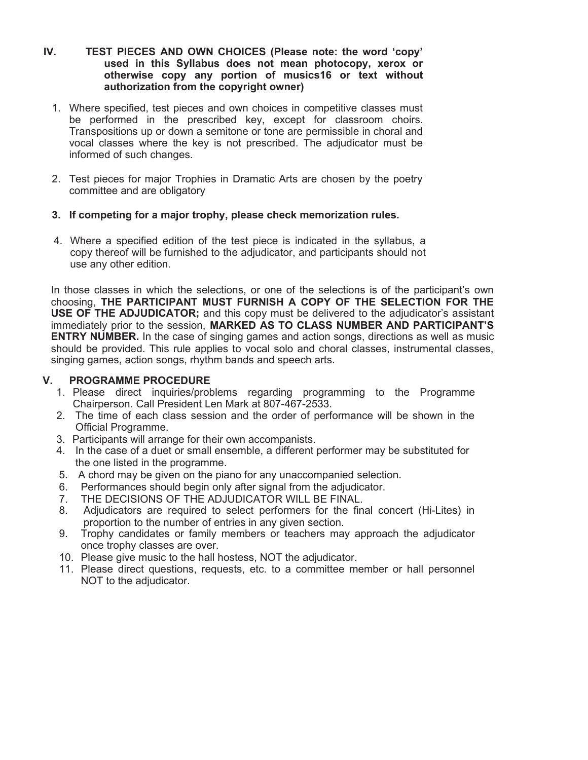## IV. TEST PIECES AND OWN CHOICES (Please note: the word 'copy' used in this Syllabus does not mean photocopy, xerox or otherwise copy any portion of musics16 or text without authorization from the copyright owner)

1. Where specified, test pieces and own choices in competitive classes must be performed in the prescribed key, except for classroom choirs. Transpositions up or down a semitone or tone are permissible in choral and vocal classes where the key is not prescribed. The adjudicator must be informed of such changes.

2. Test pieces for major Trophies in Dramatic Arts are chosen by the poetry committee and are obligatory

3. **If competing for a major trophy, please check memorization rules.**

4. Where a specified edition of the test piece is indicated in the syllabus, a copy thereof will be furnished to the adjudicator, and participants should not use any other edition.

In those classes in which the selections, or one of the selections is of the participant's own choosing, **THE PARTICIPANT MUST FURNISH A COPY OF THE SELECTION FOR THE USE OF THE ADJUDICATOR;** and this copy must be delivered to the adjudicator's assistant immediately prior to the session, **MARKED AS TO CLASS NUMBER AND PARTICIPANT'S ENTRY NUMBER.** In the case of singing games and action songs, directions as well as music should be provided. This rule applies to vocal solo and choral classes, instrumental classes, singing games, action songs, rhythm bands and speech arts.

## V. PROGRAMME PROCEDURE

1. Please direct inquiries/problems regarding programming to the Programme Chairperson. Call President Len Mark at 807-467-2533.
2. The time of each class session and the order of performance will be shown in the Official Programme.
3. Participants will arrange for their own accompanists.
4. In the case of a duet or small ensemble, a different performer may be substituted for the one listed in the programme.
5. A chord may be given on the piano for any unaccompanied selection.
6. Performances should begin only after signal from the adjudicator.
7. THE DECISIONS OF THE ADJUDICATOR WILL BE FINAL.
8. Adjudicators are required to select performers for the final concert (Hi-Lites) in proportion to the number of entries in any given section.
9. Trophy candidates or family members or teachers may approach the adjudicator once trophy classes are over.
10. Please give music to the hall hostess, NOT the adjudicator.
11. Please direct questions, requests, etc. to a committee member or hall personnel NOT to the adjudicator.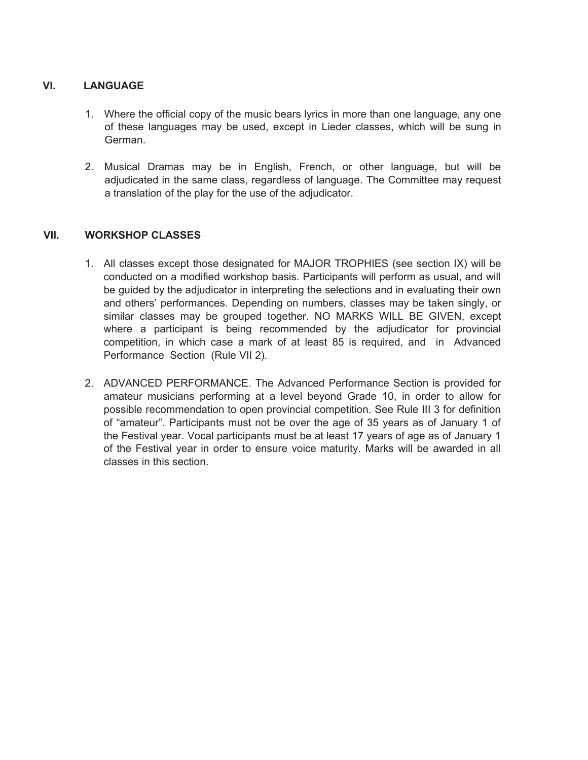## VI. LANGUAGE

1. Where the official copy of the music bears lyrics in more than one language, any one of these languages may be used, except in Lieder classes, which will be sung in German.

2. Musical Dramas may be in English, French, or other language, but will be adjudicated in the same class, regardless of language. The Committee may request a translation of the play for the use of the adjudicator.

## VII. WORKSHOP CLASSES

1. All classes except those designated for MAJOR TROPHIES (see section IX) will be conducted on a modified workshop basis. Participants will perform as usual, and will be guided by the adjudicator in interpreting the selections and in evaluating their own and others' performances. Depending on numbers, classes may be taken singly, or similar classes may be grouped together. NO MARKS WILL BE GIVEN, except where a participant is being recommended by the adjudicator for provincial competition, in which case a mark of at least 85 is required, and in Advanced Performance Section (Rule VII 2).

2. ADVANCED PERFORMANCE. The Advanced Performance Section is provided for amateur musicians performing at a level beyond Grade 10, in order to allow for possible recommendation to open provincial competition. See Rule III 3 for definition of "amateur". Participants must not be over the age of 35 years as of January 1 of the Festival year. Vocal participants must be at least 17 years of age as of January 1 of the Festival year in order to ensure voice maturity. Marks will be awarded in all classes in this section.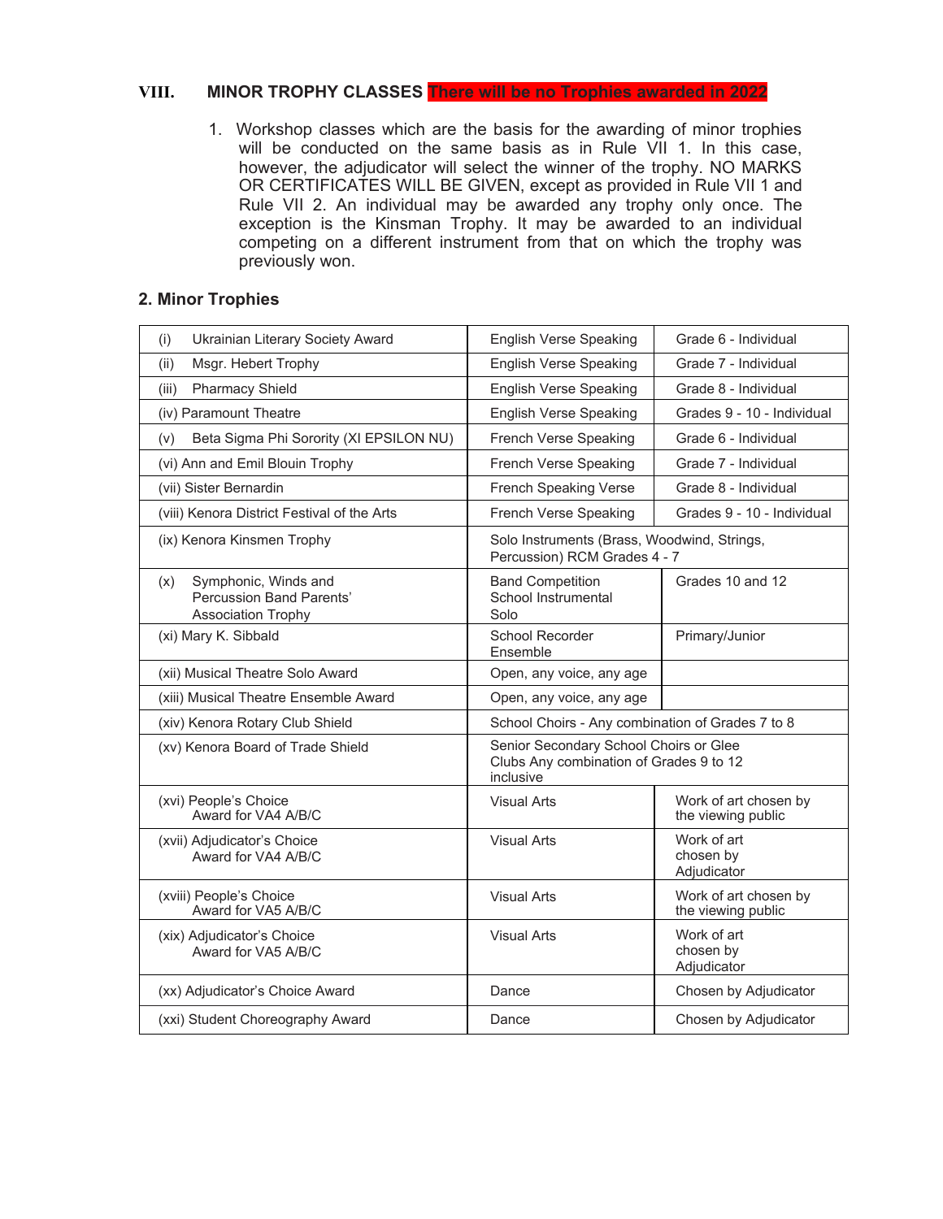## VIII. MINOR TROPHY CLASSES There will be no Trophies awarded in 2022

1. Workshop classes which are the basis for the awarding of minor trophies will be conducted on the same basis as in Rule VII 1. In this case, however, the adjudicator will select the winner of the trophy. NO MARKS OR CERTIFICATES WILL BE GIVEN, except as provided in Rule VII 1 and Rule VII 2. An individual may be awarded any trophy only once. The exception is the Kinsman Trophy. It may be awarded to an individual competing on a different instrument from that on which the trophy was previously won.

### 2. Minor Trophies

| | | |
|---|---|---|
| (i) Ukrainian Literary Society Award | English Verse Speaking | Grade 6 - Individual |
| (ii) Msgr. Hebert Trophy | English Verse Speaking | Grade 7 - Individual |
| (iii) Pharmacy Shield | English Verse Speaking | Grade 8 - Individual |
| (iv) Paramount Theatre | English Verse Speaking | Grades 9 - 10 - Individual |
| (v) Beta Sigma Phi Sorority (XI EPSILON NU) | French Verse Speaking | Grade 6 - Individual |
| (vi) Ann and Emil Blouin Trophy | French Verse Speaking | Grade 7 - Individual |
| (vii) Sister Bernardin | French Speaking Verse | Grade 8 - Individual |
| (viii) Kenora District Festival of the Arts | French Verse Speaking | Grades 9 - 10 - Individual |
| (ix) Kenora Kinsmen Trophy | Solo Instruments (Brass, Woodwind, Strings, Percussion) RCM Grades 4 - 7 | |
| (x) Symphonic, Winds and Percussion Band Parents' Association Trophy | Band Competition School Instrumental Solo | Grades 10 and 12 |
| (xi) Mary K. Sibbald | School Recorder Ensemble | Primary/Junior |
| (xii) Musical Theatre Solo Award | Open, any voice, any age | |
| (xiii) Musical Theatre Ensemble Award | Open, any voice, any age | |
| (xiv) Kenora Rotary Club Shield | School Choirs - Any combination of Grades 7 to 8 | |
| (xv) Kenora Board of Trade Shield | Senior Secondary School Choirs or Glee Clubs Any combination of Grades 9 to 12 inclusive | |
| (xvi) People's Choice Award for VA4 A/B/C | Visual Arts | Work of art chosen by the viewing public |
| (xvii) Adjudicator's Choice Award for VA4 A/B/C | Visual Arts | Work of art chosen by Adjudicator |
| (xviii) People's Choice Award for VA5 A/B/C | Visual Arts | Work of art chosen by the viewing public |
| (xix) Adjudicator's Choice Award for VA5 A/B/C | Visual Arts | Work of art chosen by Adjudicator |
| (xx) Adjudicator's Choice Award | Dance | Chosen by Adjudicator |
| (xxi) Student Choreography Award | Dance | Chosen by Adjudicator |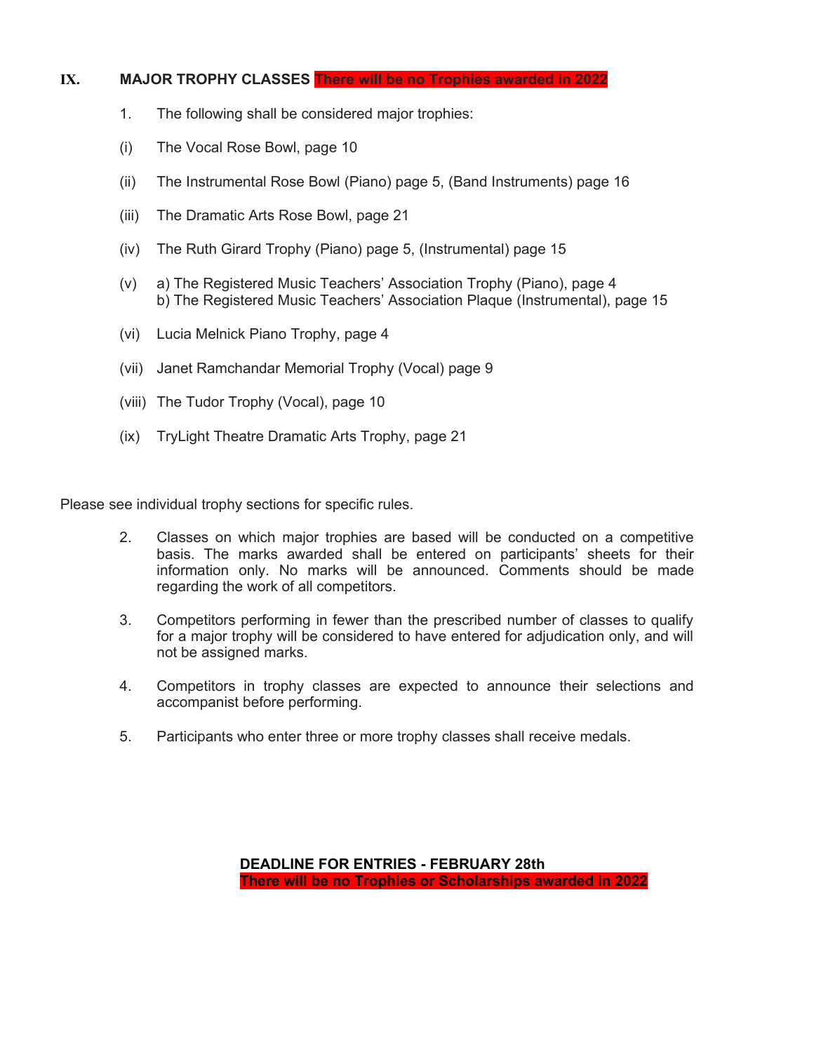## IX. MAJOR TROPHY CLASSES **There will be no Trophies awarded in 2022**

1. The following shall be considered major trophies:

(i) The Vocal Rose Bowl, page 10

(ii) The Instrumental Rose Bowl (Piano) page 5, (Band Instruments) page 16

(iii) The Dramatic Arts Rose Bowl, page 21

(iv) The Ruth Girard Trophy (Piano) page 5, (Instrumental) page 15

(v) a) The Registered Music Teachers' Association Trophy (Piano), page 4
b) The Registered Music Teachers' Association Plaque (Instrumental), page 15

(vi) Lucia Melnick Piano Trophy, page 4

(vii) Janet Ramchandar Memorial Trophy (Vocal) page 9

(viii) The Tudor Trophy (Vocal), page 10

(ix) TryLight Theatre Dramatic Arts Trophy, page 21

Please see individual trophy sections for specific rules.

2. Classes on which major trophies are based will be conducted on a competitive basis. The marks awarded shall be entered on participants' sheets for their information only. No marks will be announced. Comments should be made regarding the work of all competitors.

3. Competitors performing in fewer than the prescribed number of classes to qualify for a major trophy will be considered to have entered for adjudication only, and will not be assigned marks.

4. Competitors in trophy classes are expected to announce their selections and accompanist before performing.

5. Participants who enter three or more trophy classes shall receive medals.

**DEADLINE FOR ENTRIES - FEBRUARY 28th**
**There will be no Trophies or Scholarships awarded in 2022**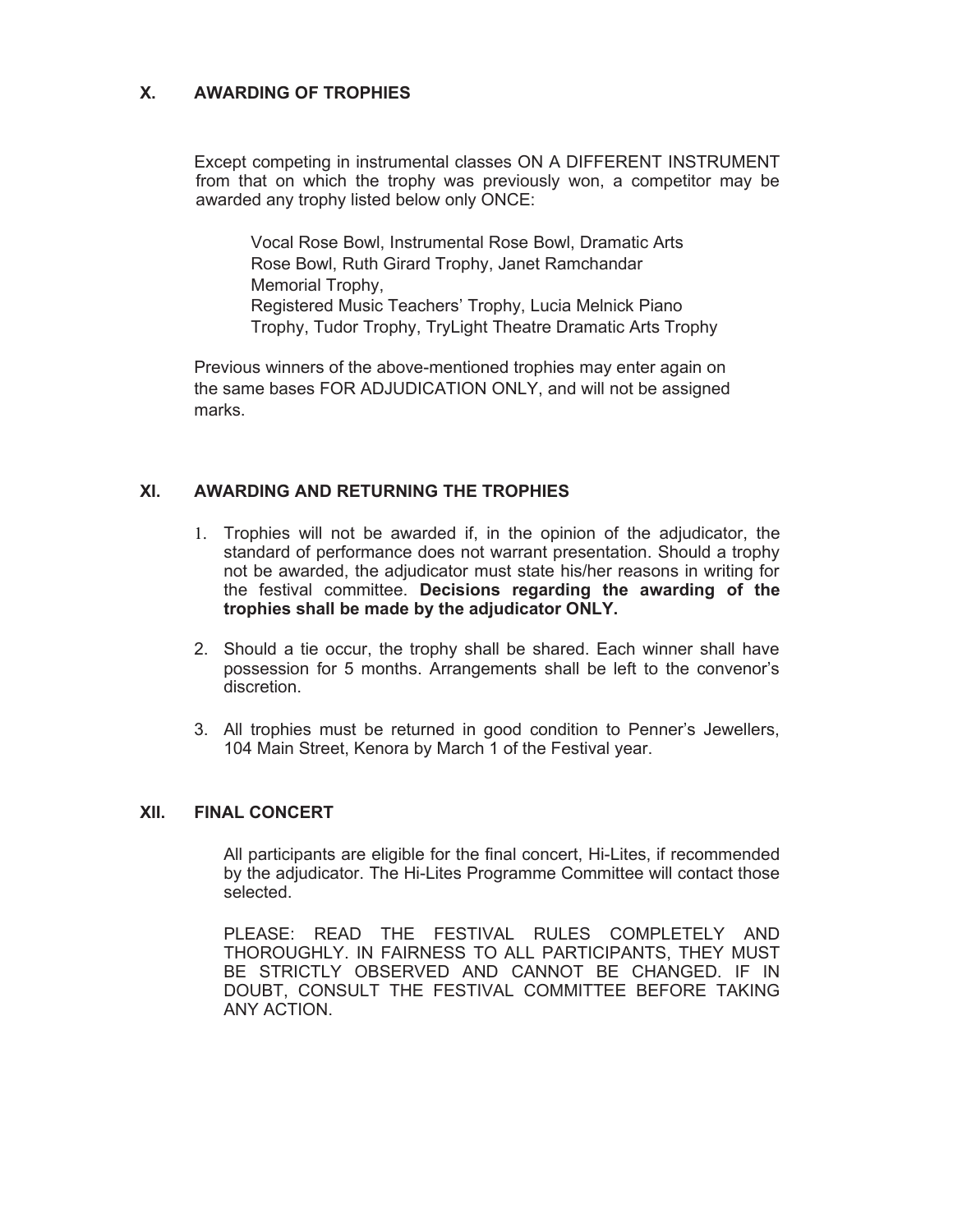## X. AWARDING OF TROPHIES

Except competing in instrumental classes ON A DIFFERENT INSTRUMENT from that on which the trophy was previously won, a competitor may be awarded any trophy listed below only ONCE:

> Vocal Rose Bowl, Instrumental Rose Bowl, Dramatic Arts Rose Bowl, Ruth Girard Trophy, Janet Ramchandar Memorial Trophy,
> Registered Music Teachers' Trophy, Lucia Melnick Piano Trophy, Tudor Trophy, TryLight Theatre Dramatic Arts Trophy

Previous winners of the above-mentioned trophies may enter again on the same bases FOR ADJUDICATION ONLY, and will not be assigned marks.

## XI. AWARDING AND RETURNING THE TROPHIES

1. Trophies will not be awarded if, in the opinion of the adjudicator, the standard of performance does not warrant presentation. Should a trophy not be awarded, the adjudicator must state his/her reasons in writing for the festival committee. **Decisions regarding the awarding of the trophies shall be made by the adjudicator ONLY.**

2. Should a tie occur, the trophy shall be shared. Each winner shall have possession for 5 months. Arrangements shall be left to the convenor's discretion.

3. All trophies must be returned in good condition to Penner's Jewellers, 104 Main Street, Kenora by March 1 of the Festival year.

## XII. FINAL CONCERT

All participants are eligible for the final concert, Hi-Lites, if recommended by the adjudicator. The Hi-Lites Programme Committee will contact those selected.

PLEASE: READ THE FESTIVAL RULES COMPLETELY AND THOROUGHLY. IN FAIRNESS TO ALL PARTICIPANTS, THEY MUST BE STRICTLY OBSERVED AND CANNOT BE CHANGED. IF IN DOUBT, CONSULT THE FESTIVAL COMMITTEE BEFORE TAKING ANY ACTION.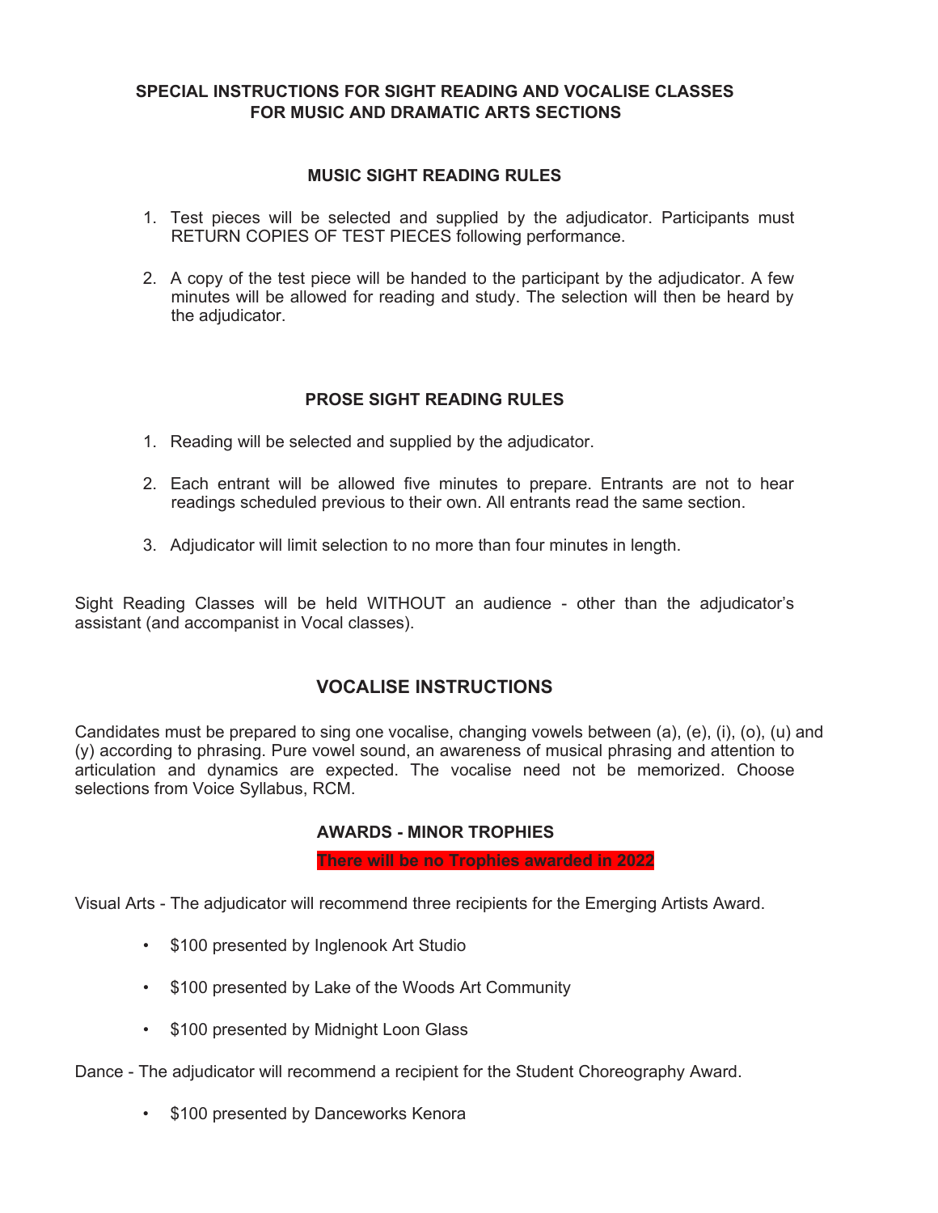## SPECIAL INSTRUCTIONS FOR SIGHT READING AND VOCALISE CLASSES FOR MUSIC AND DRAMATIC ARTS SECTIONS

### MUSIC SIGHT READING RULES

1. Test pieces will be selected and supplied by the adjudicator. Participants must RETURN COPIES OF TEST PIECES following performance.
2. A copy of the test piece will be handed to the participant by the adjudicator. A few minutes will be allowed for reading and study. The selection will then be heard by the adjudicator.

### PROSE SIGHT READING RULES

1. Reading will be selected and supplied by the adjudicator.
2. Each entrant will be allowed five minutes to prepare. Entrants are not to hear readings scheduled previous to their own. All entrants read the same section.
3. Adjudicator will limit selection to no more than four minutes in length.

Sight Reading Classes will be held WITHOUT an audience - other than the adjudicator's assistant (and accompanist in Vocal classes).

## VOCALISE INSTRUCTIONS

Candidates must be prepared to sing one vocalise, changing vowels between (a), (e), (i), (o), (u) and (y) according to phrasing. Pure vowel sound, an awareness of musical phrasing and attention to articulation and dynamics are expected. The vocalise need not be memorized. Choose selections from Voice Syllabus, RCM.

### AWARDS - MINOR TROPHIES

**There will be no Trophies awarded in 2022**

Visual Arts - The adjudicator will recommend three recipients for the Emerging Artists Award.

- $100 presented by Inglenook Art Studio
- $100 presented by Lake of the Woods Art Community
- $100 presented by Midnight Loon Glass

Dance - The adjudicator will recommend a recipient for the Student Choreography Award.

- $100 presented by Danceworks Kenora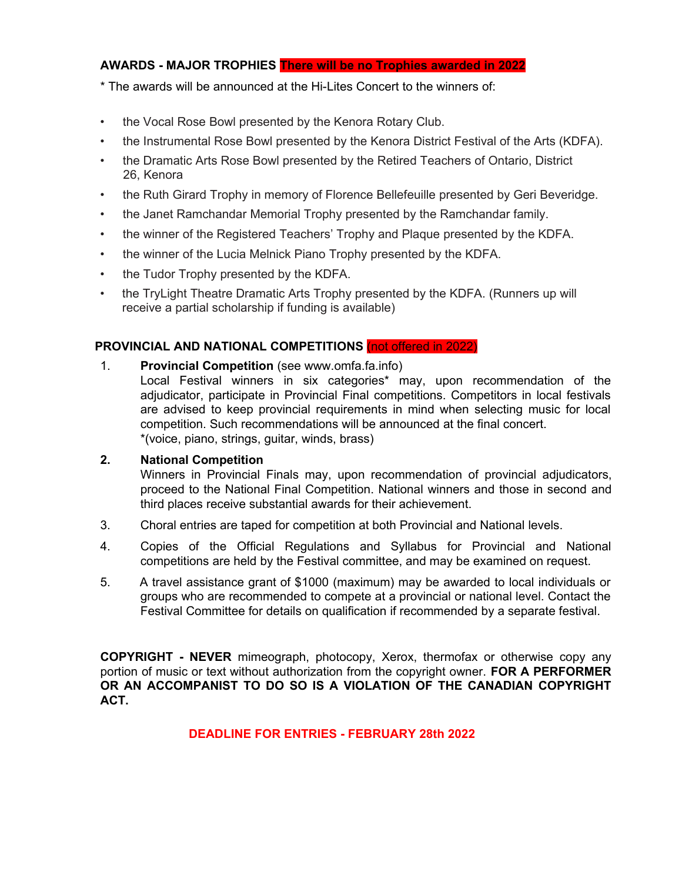## AWARDS - MAJOR TROPHIES **There will be no Trophies awarded in 2022**

* The awards will be announced at the Hi-Lites Concert to the winners of:

- the Vocal Rose Bowl presented by the Kenora Rotary Club.
- the Instrumental Rose Bowl presented by the Kenora District Festival of the Arts (KDFA).
- the Dramatic Arts Rose Bowl presented by the Retired Teachers of Ontario, District 26, Kenora
- the Ruth Girard Trophy in memory of Florence Bellefeuille presented by Geri Beveridge.
- the Janet Ramchandar Memorial Trophy presented by the Ramchandar family.
- the winner of the Registered Teachers' Trophy and Plaque presented by the KDFA.
- the winner of the Lucia Melnick Piano Trophy presented by the KDFA.
- the Tudor Trophy presented by the KDFA.
- the TryLight Theatre Dramatic Arts Trophy presented by the KDFA. (Runners up will receive a partial scholarship if funding is available)

## PROVINCIAL AND NATIONAL COMPETITIONS (not offered in 2022)

1. **Provincial Competition** (see www.omfa.fa.info)
   Local Festival winners in six categories* may, upon recommendation of the adjudicator, participate in Provincial Final competitions. Competitors in local festivals are advised to keep provincial requirements in mind when selecting music for local competition. Such recommendations will be announced at the final concert.
   *(voice, piano, strings, guitar, winds, brass)

2. **National Competition**
   Winners in Provincial Finals may, upon recommendation of provincial adjudicators, proceed to the National Final Competition. National winners and those in second and third places receive substantial awards for their achievement.

3. Choral entries are taped for competition at both Provincial and National levels.

4. Copies of the Official Regulations and Syllabus for Provincial and National competitions are held by the Festival committee, and may be examined on request.

5. A travel assistance grant of $1000 (maximum) may be awarded to local individuals or groups who are recommended to compete at a provincial or national level. Contact the Festival Committee for details on qualification if recommended by a separate festival.

**COPYRIGHT - NEVER** mimeograph, photocopy, Xerox, thermofax or otherwise copy any portion of music or text without authorization from the copyright owner. **FOR A PERFORMER OR AN ACCOMPANIST TO DO SO IS A VIOLATION OF THE CANADIAN COPYRIGHT ACT.**

**DEADLINE FOR ENTRIES - FEBRUARY 28th 2022**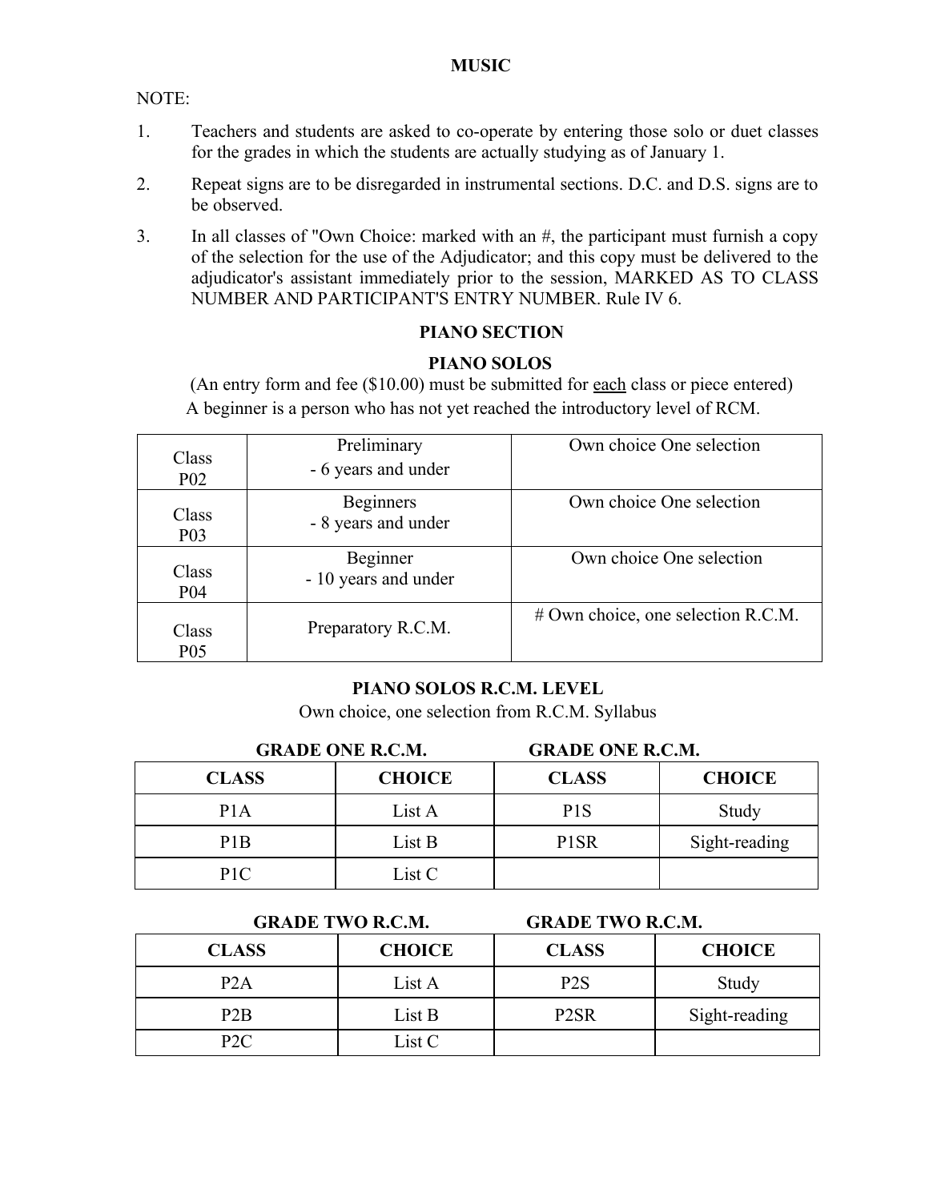# MUSIC

NOTE:

1. Teachers and students are asked to co-operate by entering those solo or duet classes for the grades in which the students are actually studying as of January 1.
2. Repeat signs are to be disregarded in instrumental sections. D.C. and D.S. signs are to be observed.
3. In all classes of "Own Choice: marked with an #, the participant must furnish a copy of the selection for the use of the Adjudicator; and this copy must be delivered to the adjudicator's assistant immediately prior to the session, MARKED AS TO CLASS NUMBER AND PARTICIPANT'S ENTRY NUMBER. Rule IV 6.

## PIANO SECTION

### PIANO SOLOS

(An entry form and fee ($10.00) must be submitted for each class or piece entered)

A beginner is a person who has not yet reached the introductory level of RCM.

| | | |
|---|---|---|
| Class P02 | Preliminary - 6 years and under | Own choice One selection |
| Class P03 | Beginners - 8 years and under | Own choice One selection |
| Class P04 | Beginner - 10 years and under | Own choice One selection |
| Class P05 | Preparatory R.C.M. | # Own choice, one selection R.C.M. |

### PIANO SOLOS R.C.M. LEVEL

Own choice, one selection from R.C.M. Syllabus

**GRADE ONE R.C.M.** | **GRADE ONE R.C.M.**

| CLASS | CHOICE | CLASS | CHOICE |
|---|---|---|---|
| P1A | List A | P1S | Study |
| P1B | List B | P1SR | Sight-reading |
| P1C | List C | | |

**GRADE TWO R.C.M.** | **GRADE TWO R.C.M.**

| CLASS | CHOICE | CLASS | CHOICE |
|---|---|---|---|
| P2A | List A | P2S | Study |
| P2B | List B | P2SR | Sight-reading |
| P2C | List C | | |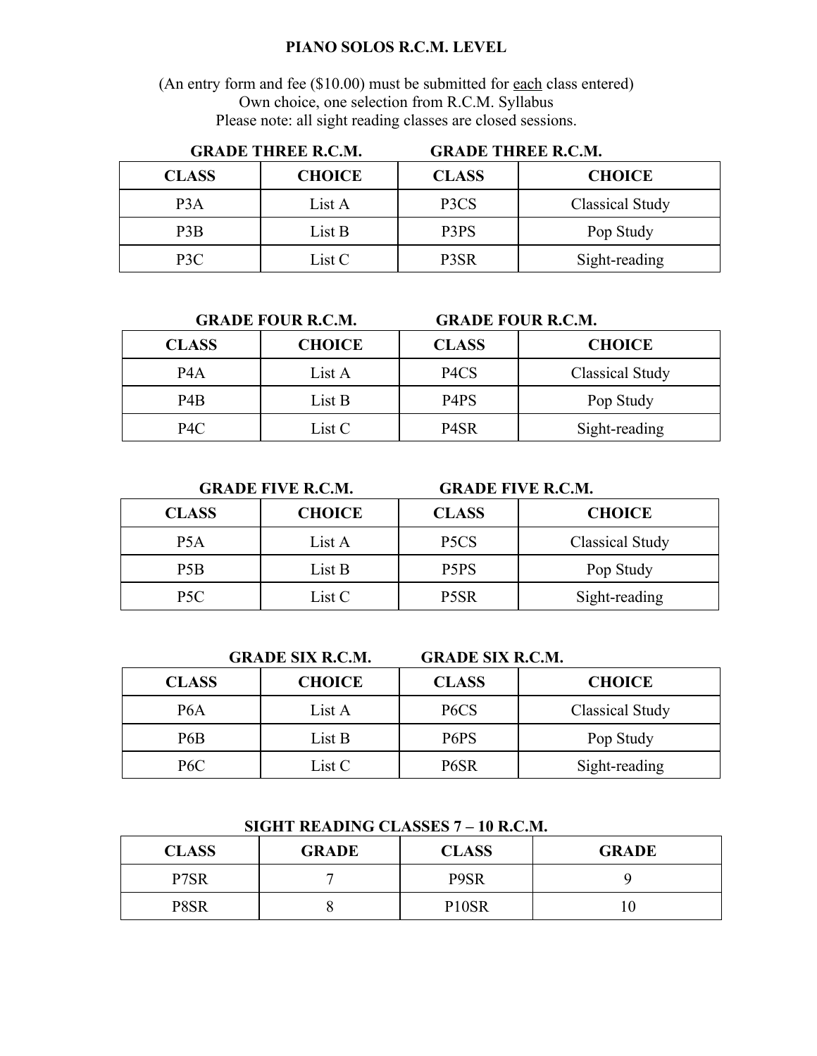# PIANO SOLOS R.C.M. LEVEL

(An entry form and fee ($10.00) must be submitted for each class entered)
Own choice, one selection from R.C.M. Syllabus
Please note: all sight reading classes are closed sessions.

| GRADE THREE R.C.M. | | GRADE THREE R.C.M. | |
|---|---|---|---|
| **CLASS** | **CHOICE** | **CLASS** | **CHOICE** |
| P3A | List A | P3CS | Classical Study |
| P3B | List B | P3PS | Pop Study |
| P3C | List C | P3SR | Sight-reading |

| GRADE FOUR R.C.M. | | GRADE FOUR R.C.M. | |
|---|---|---|---|
| **CLASS** | **CHOICE** | **CLASS** | **CHOICE** |
| P4A | List A | P4CS | Classical Study |
| P4B | List B | P4PS | Pop Study |
| P4C | List C | P4SR | Sight-reading |

| GRADE FIVE R.C.M. | | GRADE FIVE R.C.M. | |
|---|---|---|---|
| **CLASS** | **CHOICE** | **CLASS** | **CHOICE** |
| P5A | List A | P5CS | Classical Study |
| P5B | List B | P5PS | Pop Study |
| P5C | List C | P5SR | Sight-reading |

| GRADE SIX R.C.M. | | GRADE SIX R.C.M. | |
|---|---|---|---|
| **CLASS** | **CHOICE** | **CLASS** | **CHOICE** |
| P6A | List A | P6CS | Classical Study |
| P6B | List B | P6PS | Pop Study |
| P6C | List C | P6SR | Sight-reading |

**SIGHT READING CLASSES 7 – 10 R.C.M.**

| CLASS | GRADE | CLASS | GRADE |
|---|---|---|---|
| P7SR | 7 | P9SR | 9 |
| P8SR | 8 | P10SR | 10 |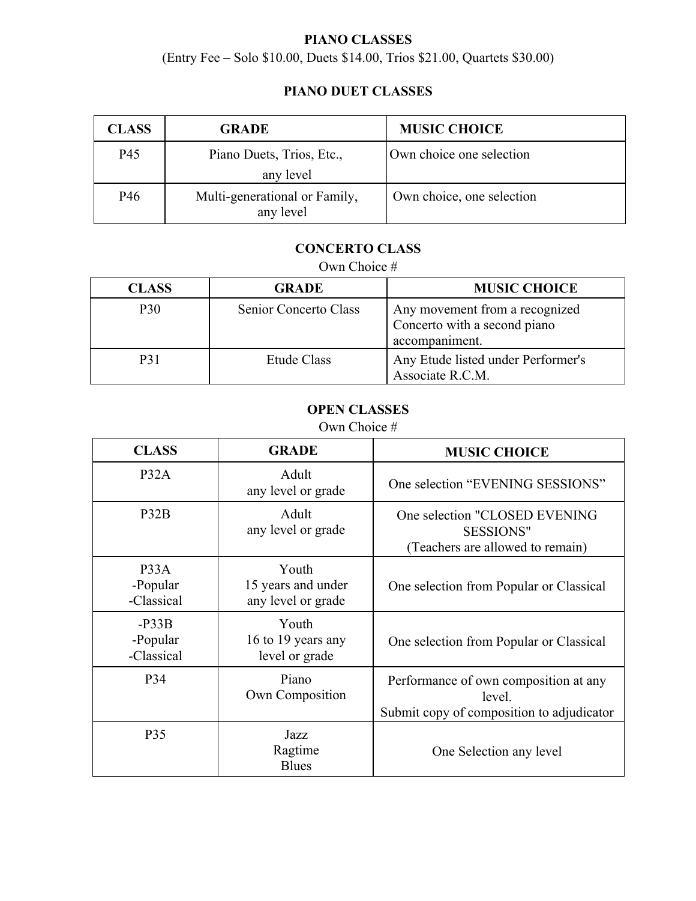# PIANO CLASSES

(Entry Fee – Solo $10.00, Duets $14.00, Trios $21.00, Quartets $30.00)

## PIANO DUET CLASSES

| CLASS | GRADE | MUSIC CHOICE |
|---|---|---|
| P45 | Piano Duets, Trios, Etc., any level | Own choice one selection |
| P46 | Multi-generational or Family, any level | Own choice, one selection |

## CONCERTO CLASS

Own Choice #

| CLASS | GRADE | MUSIC CHOICE |
|---|---|---|
| P30 | Senior Concerto Class | Any movement from a recognized Concerto with a second piano accompaniment. |
| P31 | Etude Class | Any Etude listed under Performer's Associate R.C.M. |

## OPEN CLASSES

Own Choice #

| CLASS | GRADE | MUSIC CHOICE |
|---|---|---|
| P32A | Adult any level or grade | One selection "EVENING SESSIONS" |
| P32B | Adult any level or grade | One selection "CLOSED EVENING SESSIONS" (Teachers are allowed to remain) |
| P33A -Popular -Classical | Youth 15 years and under any level or grade | One selection from Popular or Classical |
| -P33B -Popular -Classical | Youth 16 to 19 years any level or grade | One selection from Popular or Classical |
| P34 | Piano Own Composition | Performance of own composition at any level. Submit copy of composition to adjudicator |
| P35 | Jazz Ragtime Blues | One Selection any level |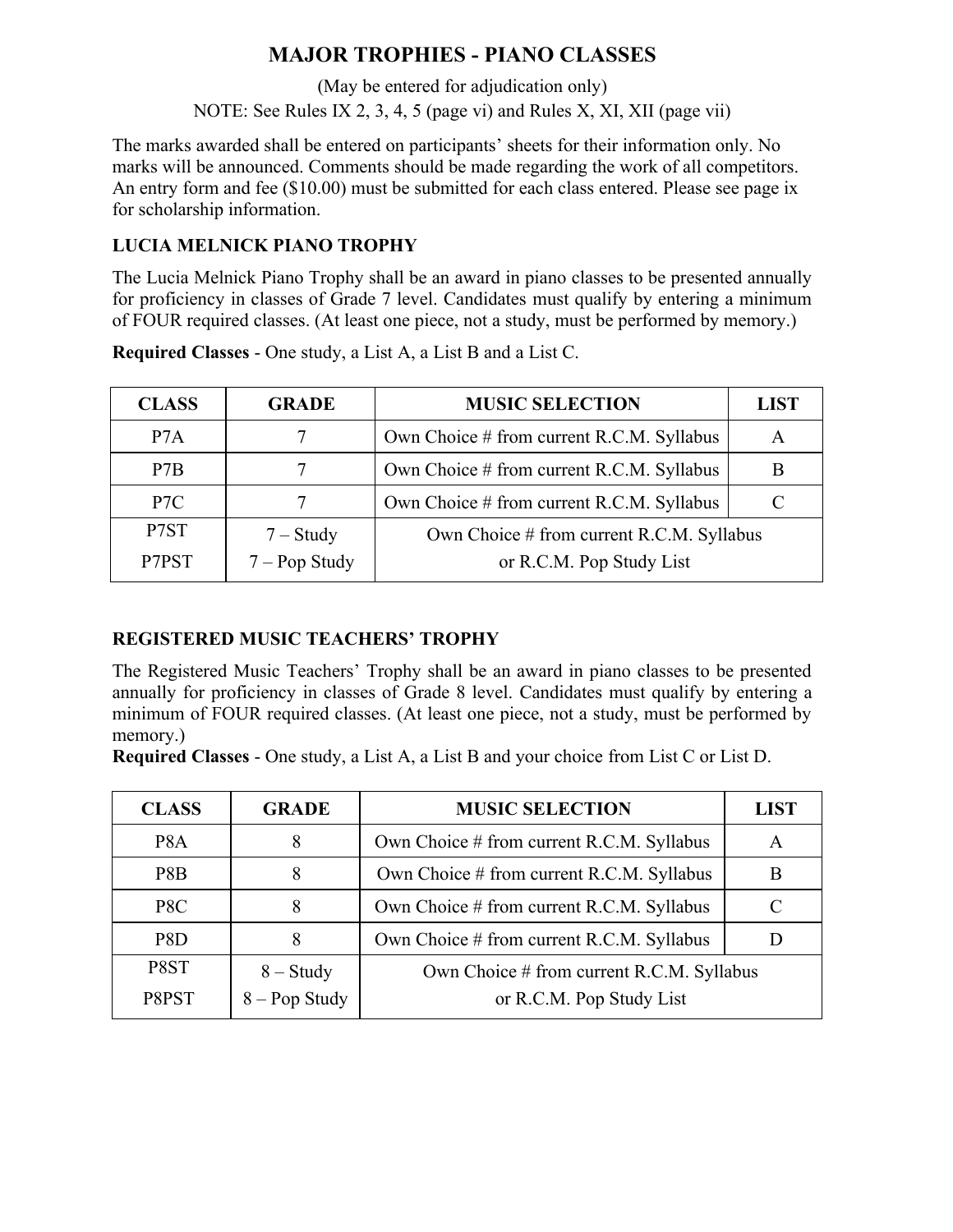# MAJOR TROPHIES - PIANO CLASSES

(May be entered for adjudication only)

NOTE: See Rules IX 2, 3, 4, 5 (page vi) and Rules X, XI, XII (page vii)

The marks awarded shall be entered on participants' sheets for their information only. No marks will be announced. Comments should be made regarding the work of all competitors. An entry form and fee ($10.00) must be submitted for each class entered. Please see page ix for scholarship information.

### LUCIA MELNICK PIANO TROPHY

The Lucia Melnick Piano Trophy shall be an award in piano classes to be presented annually for proficiency in classes of Grade 7 level. Candidates must qualify by entering a minimum of FOUR required classes. (At least one piece, not a study, must be performed by memory.)

**Required Classes** - One study, a List A, a List B and a List C.

| CLASS | GRADE | MUSIC SELECTION | LIST |
|---|---|---|---|
| P7A | 7 | Own Choice # from current R.C.M. Syllabus | A |
| P7B | 7 | Own Choice # from current R.C.M. Syllabus | B |
| P7C | 7 | Own Choice # from current R.C.M. Syllabus | C |
| P7ST<br>P7PST | 7 – Study<br>7 – Pop Study | Own Choice # from current R.C.M. Syllabus or R.C.M. Pop Study List | |

### REGISTERED MUSIC TEACHERS' TROPHY

The Registered Music Teachers' Trophy shall be an award in piano classes to be presented annually for proficiency in classes of Grade 8 level. Candidates must qualify by entering a minimum of FOUR required classes. (At least one piece, not a study, must be performed by memory.)

**Required Classes** - One study, a List A, a List B and your choice from List C or List D.

| CLASS | GRADE | MUSIC SELECTION | LIST |
|---|---|---|---|
| P8A | 8 | Own Choice # from current R.C.M. Syllabus | A |
| P8B | 8 | Own Choice # from current R.C.M. Syllabus | B |
| P8C | 8 | Own Choice # from current R.C.M. Syllabus | C |
| P8D | 8 | Own Choice # from current R.C.M. Syllabus | D |
| P8ST<br>P8PST | 8 – Study<br>8 – Pop Study | Own Choice # from current R.C.M. Syllabus or R.C.M. Pop Study List | |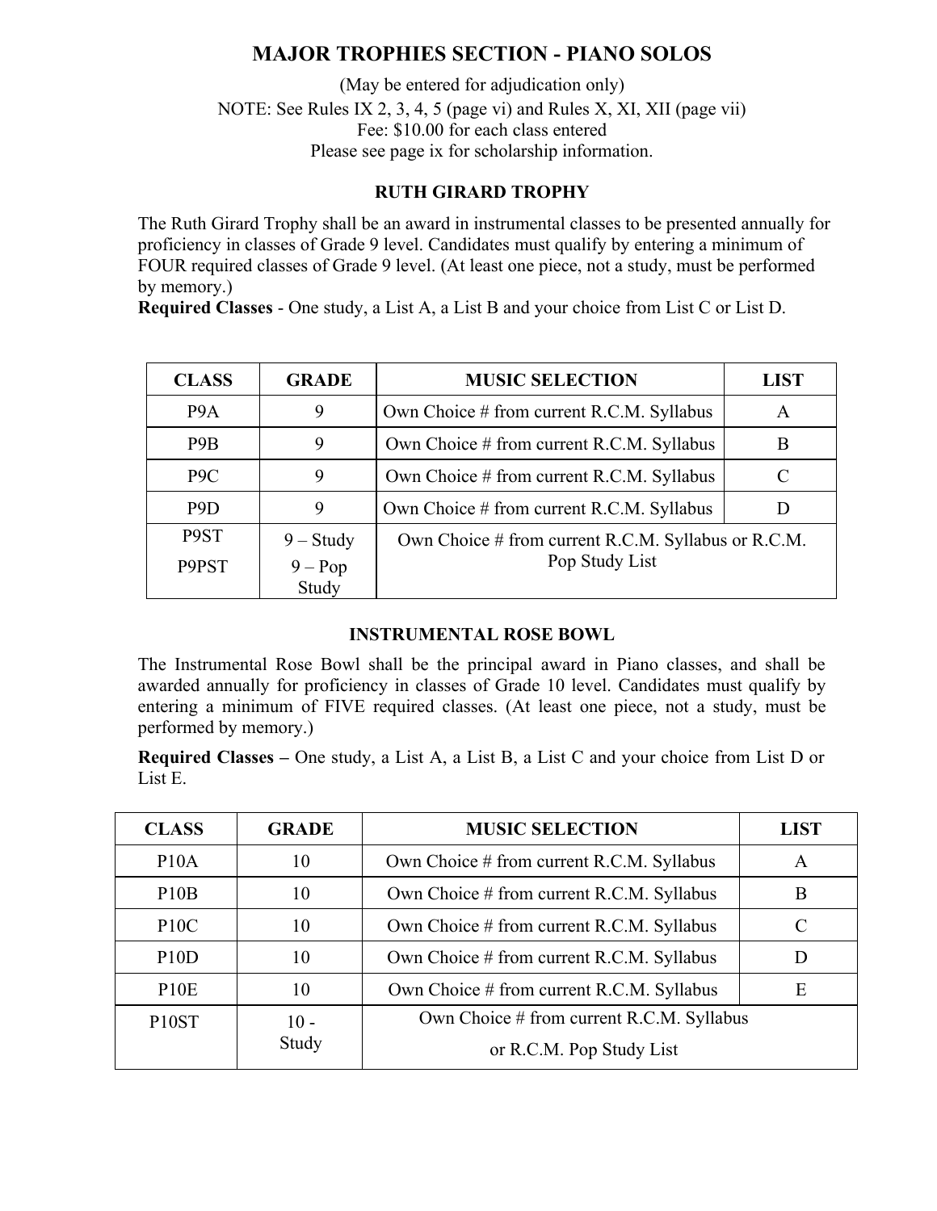# MAJOR TROPHIES SECTION - PIANO SOLOS

(May be entered for adjudication only)
NOTE: See Rules IX 2, 3, 4, 5 (page vi) and Rules X, XI, XII (page vii)
Fee: $10.00 for each class entered
Please see page ix for scholarship information.

## RUTH GIRARD TROPHY

The Ruth Girard Trophy shall be an award in instrumental classes to be presented annually for proficiency in classes of Grade 9 level. Candidates must qualify by entering a minimum of FOUR required classes of Grade 9 level. (At least one piece, not a study, must be performed by memory.)
**Required Classes** - One study, a List A, a List B and your choice from List C or List D.

| CLASS | GRADE | MUSIC SELECTION | LIST |
|---|---|---|---|
| P9A | 9 | Own Choice # from current R.C.M. Syllabus | A |
| P9B | 9 | Own Choice # from current R.C.M. Syllabus | B |
| P9C | 9 | Own Choice # from current R.C.M. Syllabus | C |
| P9D | 9 | Own Choice # from current R.C.M. Syllabus | D |
| P9ST<br>P9PST | 9 – Study<br>9 – Pop Study | Own Choice # from current R.C.M. Syllabus or R.C.M. Pop Study List | |

## INSTRUMENTAL ROSE BOWL

The Instrumental Rose Bowl shall be the principal award in Piano classes, and shall be awarded annually for proficiency in classes of Grade 10 level. Candidates must qualify by entering a minimum of FIVE required classes. (At least one piece, not a study, must be performed by memory.)

**Required Classes –** One study, a List A, a List B, a List C and your choice from List D or List E.

| CLASS | GRADE | MUSIC SELECTION | LIST |
|---|---|---|---|
| P10A | 10 | Own Choice # from current R.C.M. Syllabus | A |
| P10B | 10 | Own Choice # from current R.C.M. Syllabus | B |
| P10C | 10 | Own Choice # from current R.C.M. Syllabus | C |
| P10D | 10 | Own Choice # from current R.C.M. Syllabus | D |
| P10E | 10 | Own Choice # from current R.C.M. Syllabus | E |
| P10ST | 10 - Study | Own Choice # from current R.C.M. Syllabus or R.C.M. Pop Study List | |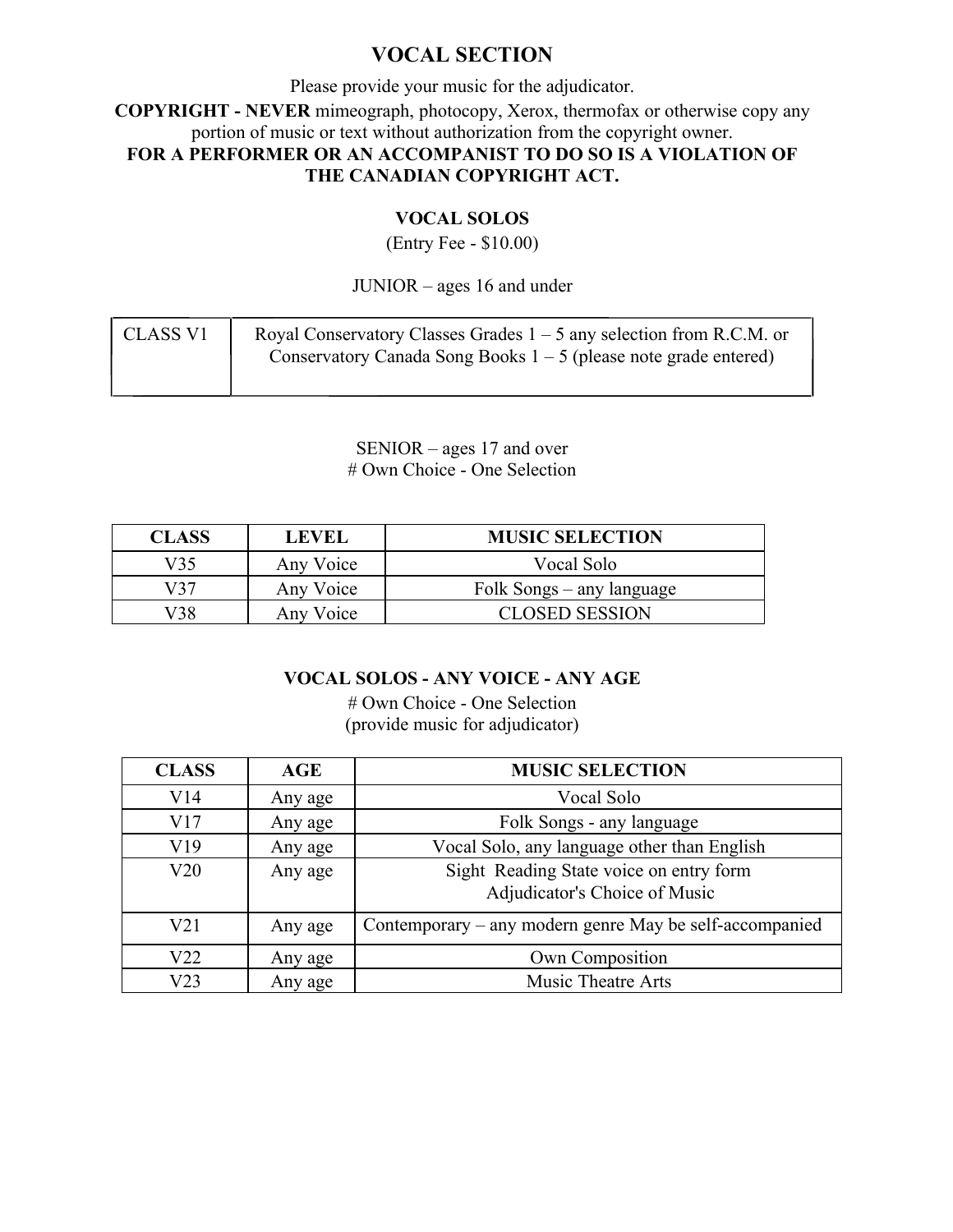# VOCAL SECTION

Please provide your music for the adjudicator.

**COPYRIGHT - NEVER** mimeograph, photocopy, Xerox, thermofax or otherwise copy any portion of music or text without authorization from the copyright owner.

**FOR A PERFORMER OR AN ACCOMPANIST TO DO SO IS A VIOLATION OF THE CANADIAN COPYRIGHT ACT.**

## VOCAL SOLOS

(Entry Fee - $10.00)

JUNIOR – ages 16 and under

| | |
|---|---|
| CLASS V1 | Royal Conservatory Classes Grades 1 – 5 any selection from R.C.M. or Conservatory Canada Song Books 1 – 5 (please note grade entered) |

SENIOR – ages 17 and over
# Own Choice - One Selection

| CLASS | LEVEL | MUSIC SELECTION |
|---|---|---|
| V35 | Any Voice | Vocal Solo |
| V37 | Any Voice | Folk Songs – any language |
| V38 | Any Voice | CLOSED SESSION |

## VOCAL SOLOS - ANY VOICE - ANY AGE

# Own Choice - One Selection
(provide music for adjudicator)

| CLASS | AGE | MUSIC SELECTION |
|---|---|---|
| V14 | Any age | Vocal Solo |
| V17 | Any age | Folk Songs - any language |
| V19 | Any age | Vocal Solo, any language other than English |
| V20 | Any age | Sight Reading State voice on entry form Adjudicator's Choice of Music |
| V21 | Any age | Contemporary – any modern genre May be self-accompanied |
| V22 | Any age | Own Composition |
| V23 | Any age | Music Theatre Arts |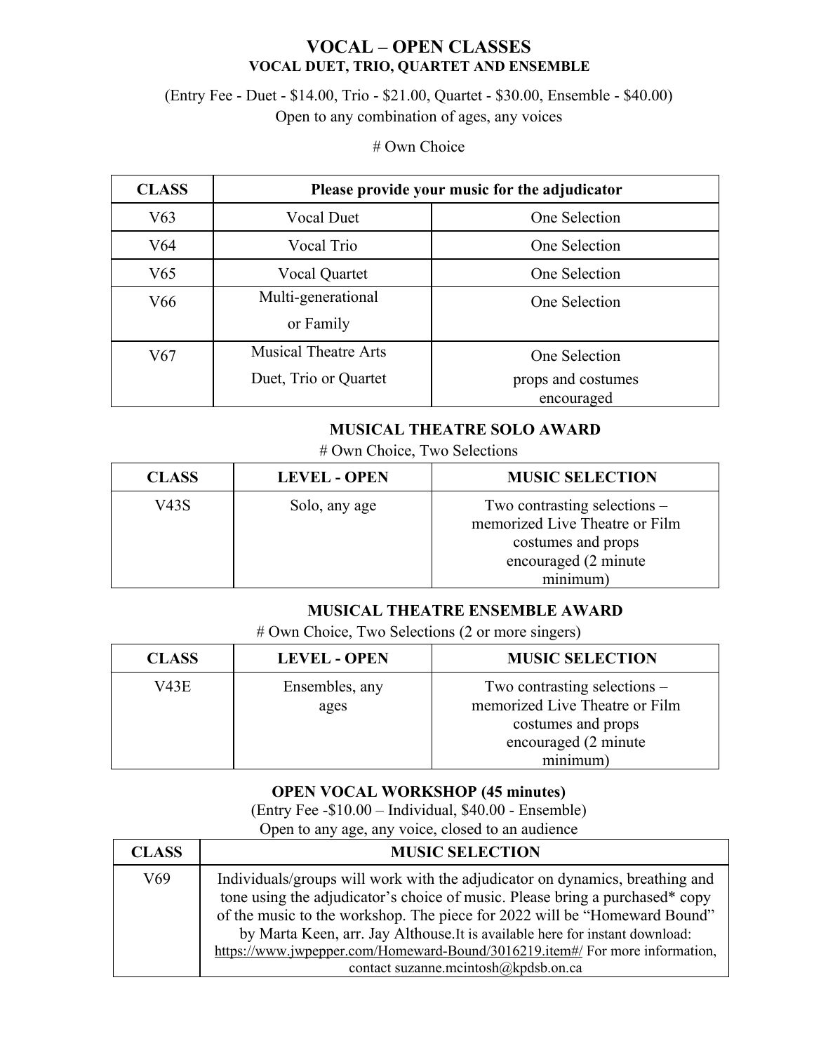# VOCAL – OPEN CLASSES

## VOCAL DUET, TRIO, QUARTET AND ENSEMBLE

(Entry Fee - Duet - $14.00, Trio - $21.00, Quartet - $30.00, Ensemble - $40.00)
Open to any combination of ages, any voices

# Own Choice

| CLASS | Please provide your music for the adjudicator | |
|---|---|---|
| V63 | Vocal Duet | One Selection |
| V64 | Vocal Trio | One Selection |
| V65 | Vocal Quartet | One Selection |
| V66 | Multi-generational or Family | One Selection |
| V67 | Musical Theatre Arts Duet, Trio or Quartet | One Selection props and costumes encouraged |

## MUSICAL THEATRE SOLO AWARD

# Own Choice, Two Selections

| CLASS | LEVEL - OPEN | MUSIC SELECTION |
|---|---|---|
| V43S | Solo, any age | Two contrasting selections – memorized Live Theatre or Film costumes and props encouraged (2 minute minimum) |

## MUSICAL THEATRE ENSEMBLE AWARD

# Own Choice, Two Selections (2 or more singers)

| CLASS | LEVEL - OPEN | MUSIC SELECTION |
|---|---|---|
| V43E | Ensembles, any ages | Two contrasting selections – memorized Live Theatre or Film costumes and props encouraged (2 minute minimum) |

## OPEN VOCAL WORKSHOP (45 minutes)

(Entry Fee -$10.00 – Individual, $40.00 - Ensemble)
Open to any age, any voice, closed to an audience

| CLASS | MUSIC SELECTION |
|---|---|
| V69 | Individuals/groups will work with the adjudicator on dynamics, breathing and tone using the adjudicator's choice of music. Please bring a purchased* copy of the music to the workshop. The piece for 2022 will be "Homeward Bound" by Marta Keen, arr. Jay Althouse.It is available here for instant download: https://www.jwpepper.com/Homeward-Bound/3016219.item#/ For more information, contact suzanne.mcintosh@kpdsb.on.ca |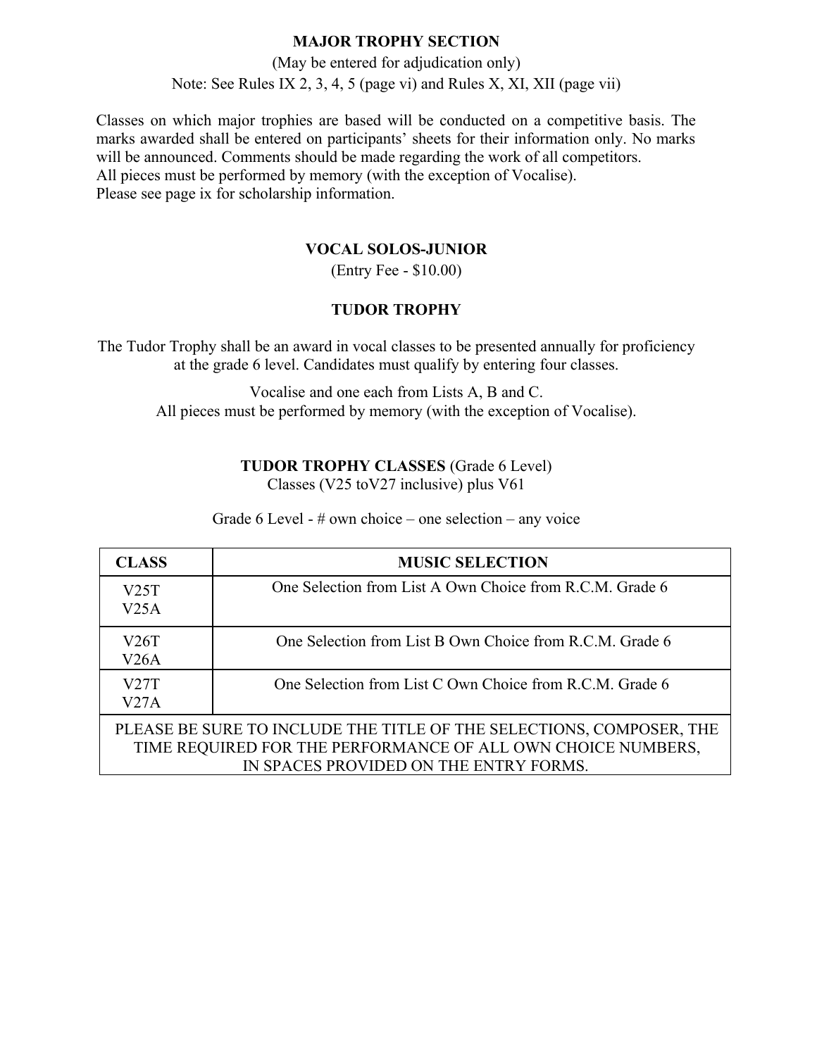## MAJOR TROPHY SECTION

(May be entered for adjudication only)

Note: See Rules IX 2, 3, 4, 5 (page vi) and Rules X, XI, XII (page vii)

Classes on which major trophies are based will be conducted on a competitive basis. The marks awarded shall be entered on participants' sheets for their information only. No marks will be announced. Comments should be made regarding the work of all competitors.
All pieces must be performed by memory (with the exception of Vocalise).
Please see page ix for scholarship information.

### VOCAL SOLOS-JUNIOR

(Entry Fee - $10.00)

### TUDOR TROPHY

The Tudor Trophy shall be an award in vocal classes to be presented annually for proficiency at the grade 6 level. Candidates must qualify by entering four classes.

Vocalise and one each from Lists A, B and C.
All pieces must be performed by memory (with the exception of Vocalise).

**TUDOR TROPHY CLASSES** (Grade 6 Level)
Classes (V25 toV27 inclusive) plus V61

Grade 6 Level - # own choice – one selection – any voice

| CLASS | MUSIC SELECTION |
|---|---|
| V25T<br>V25A | One Selection from List A Own Choice from R.C.M. Grade 6 |
| V26T<br>V26A | One Selection from List B Own Choice from R.C.M. Grade 6 |
| V27T<br>V27A | One Selection from List C Own Choice from R.C.M. Grade 6 |
| PLEASE BE SURE TO INCLUDE THE TITLE OF THE SELECTIONS, COMPOSER, THE TIME REQUIRED FOR THE PERFORMANCE OF ALL OWN CHOICE NUMBERS, IN SPACES PROVIDED ON THE ENTRY FORMS. | |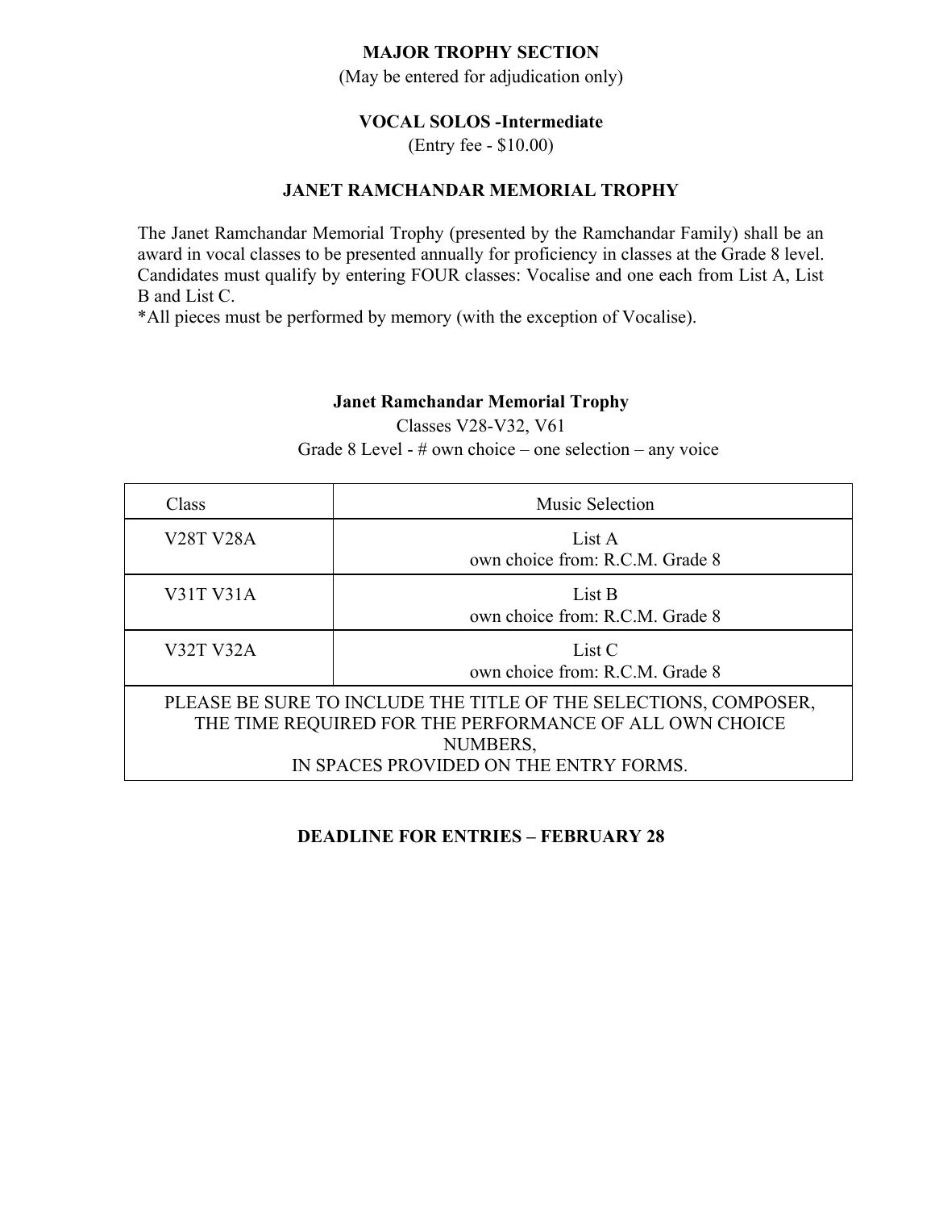## MAJOR TROPHY SECTION

(May be entered for adjudication only)

### VOCAL SOLOS -Intermediate

(Entry fee - $10.00)

### JANET RAMCHANDAR MEMORIAL TROPHY

The Janet Ramchandar Memorial Trophy (presented by the Ramchandar Family) shall be an award in vocal classes to be presented annually for proficiency in classes at the Grade 8 level. Candidates must qualify by entering FOUR classes: Vocalise and one each from List A, List B and List C.

*All pieces must be performed by memory (with the exception of Vocalise).

**Janet Ramchandar Memorial Trophy**

Classes V28-V32, V61

Grade 8 Level - # own choice – one selection – any voice

| Class | Music Selection |
|---|---|
| V28T V28A | List A<br>own choice from: R.C.M. Grade 8 |
| V31T V31A | List B<br>own choice from: R.C.M. Grade 8 |
| V32T V32A | List C<br>own choice from: R.C.M. Grade 8 |
| PLEASE BE SURE TO INCLUDE THE TITLE OF THE SELECTIONS, COMPOSER, THE TIME REQUIRED FOR THE PERFORMANCE OF ALL OWN CHOICE NUMBERS, IN SPACES PROVIDED ON THE ENTRY FORMS. | |

**DEADLINE FOR ENTRIES – FEBRUARY 28**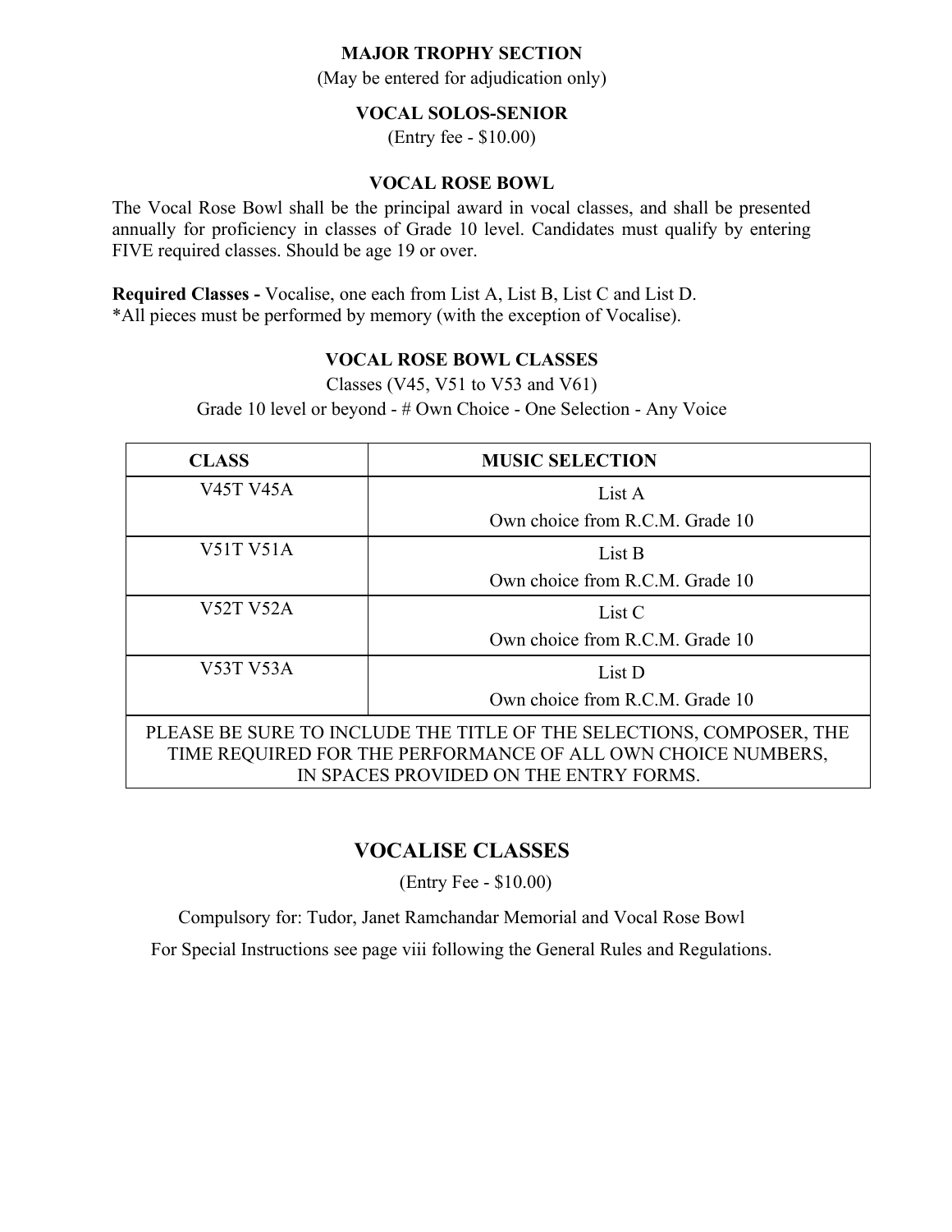## MAJOR TROPHY SECTION

(May be entered for adjudication only)

### VOCAL SOLOS-SENIOR

(Entry fee - $10.00)

### VOCAL ROSE BOWL

The Vocal Rose Bowl shall be the principal award in vocal classes, and shall be presented annually for proficiency in classes of Grade 10 level. Candidates must qualify by entering FIVE required classes. Should be age 19 or over.

**Required Classes -** Vocalise, one each from List A, List B, List C and List D.
*All pieces must be performed by memory (with the exception of Vocalise).

### VOCAL ROSE BOWL CLASSES

Classes (V45, V51 to V53 and V61)

Grade 10 level or beyond - # Own Choice - One Selection - Any Voice

| CLASS | MUSIC SELECTION |
|---|---|
| V45T V45A | List A<br>Own choice from R.C.M. Grade 10 |
| V51T V51A | List B<br>Own choice from R.C.M. Grade 10 |
| V52T V52A | List C<br>Own choice from R.C.M. Grade 10 |
| V53T V53A | List D<br>Own choice from R.C.M. Grade 10 |
| PLEASE BE SURE TO INCLUDE THE TITLE OF THE SELECTIONS, COMPOSER, THE TIME REQUIRED FOR THE PERFORMANCE OF ALL OWN CHOICE NUMBERS, IN SPACES PROVIDED ON THE ENTRY FORMS. | |

## VOCALISE CLASSES

(Entry Fee - $10.00)

Compulsory for: Tudor, Janet Ramchandar Memorial and Vocal Rose Bowl

For Special Instructions see page viii following the General Rules and Regulations.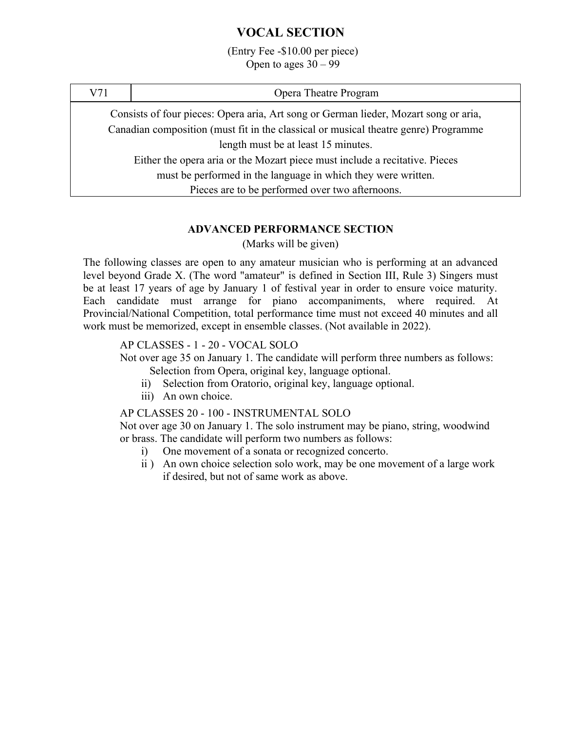# VOCAL SECTION

(Entry Fee -$10.00 per piece)
Open to ages 30 – 99

| V71 | Opera Theatre Program |
| --- | --- |
| Consists of four pieces: Opera aria, Art song or German lieder, Mozart song or aria, Canadian composition (must fit in the classical or musical theatre genre) Programme length must be at least 15 minutes. Either the opera aria or the Mozart piece must include a recitative. Pieces must be performed in the language in which they were written. Pieces are to be performed over two afternoons. | |

## ADVANCED PERFORMANCE SECTION

(Marks will be given)

The following classes are open to any amateur musician who is performing at an advanced level beyond Grade X. (The word "amateur" is defined in Section III, Rule 3) Singers must be at least 17 years of age by January 1 of festival year in order to ensure voice maturity. Each candidate must arrange for piano accompaniments, where required. At Provincial/National Competition, total performance time must not exceed 40 minutes and all work must be memorized, except in ensemble classes. (Not available in 2022).

AP CLASSES - 1 - 20 - VOCAL SOLO
Not over age 35 on January 1. The candidate will perform three numbers as follows:

Selection from Opera, original key, language optional.

ii) Selection from Oratorio, original key, language optional.
iii) An own choice.

AP CLASSES 20 - 100 - INSTRUMENTAL SOLO
Not over age 30 on January 1. The solo instrument may be piano, string, woodwind or brass. The candidate will perform two numbers as follows:

i) One movement of a sonata or recognized concerto.
ii ) An own choice selection solo work, may be one movement of a large work if desired, but not of same work as above.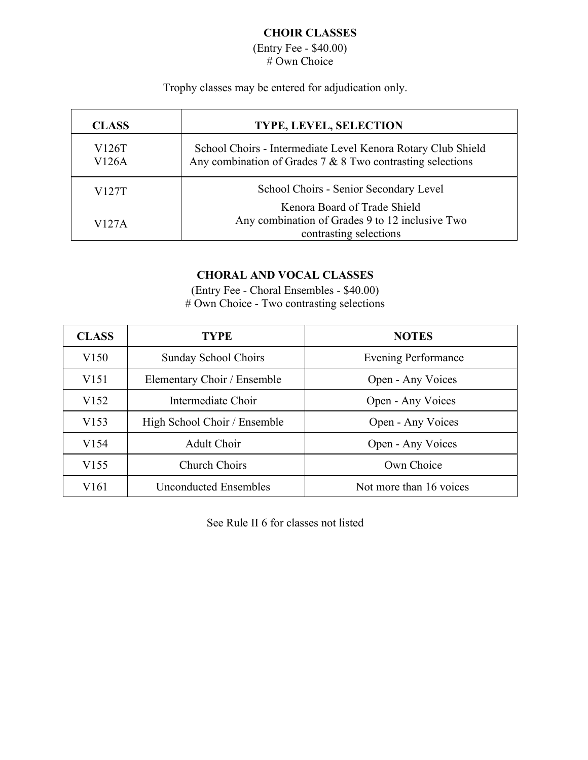## CHOIR CLASSES

(Entry Fee - $40.00)
# Own Choice

Trophy classes may be entered for adjudication only.

| CLASS | TYPE, LEVEL, SELECTION |
|---|---|
| V126T<br>V126A | School Choirs - Intermediate Level Kenora Rotary Club Shield<br>Any combination of Grades 7 & 8 Two contrasting selections |
| V127T<br><br>V127A | School Choirs - Senior Secondary Level<br>Kenora Board of Trade Shield<br>Any combination of Grades 9 to 12 inclusive Two contrasting selections |

## CHORAL AND VOCAL CLASSES

(Entry Fee - Choral Ensembles - $40.00)
# Own Choice - Two contrasting selections

| CLASS | TYPE | NOTES |
|---|---|---|
| V150 | Sunday School Choirs | Evening Performance |
| V151 | Elementary Choir / Ensemble | Open - Any Voices |
| V152 | Intermediate Choir | Open - Any Voices |
| V153 | High School Choir / Ensemble | Open - Any Voices |
| V154 | Adult Choir | Open - Any Voices |
| V155 | Church Choirs | Own Choice |
| V161 | Unconducted Ensembles | Not more than 16 voices |

See Rule II 6 for classes not listed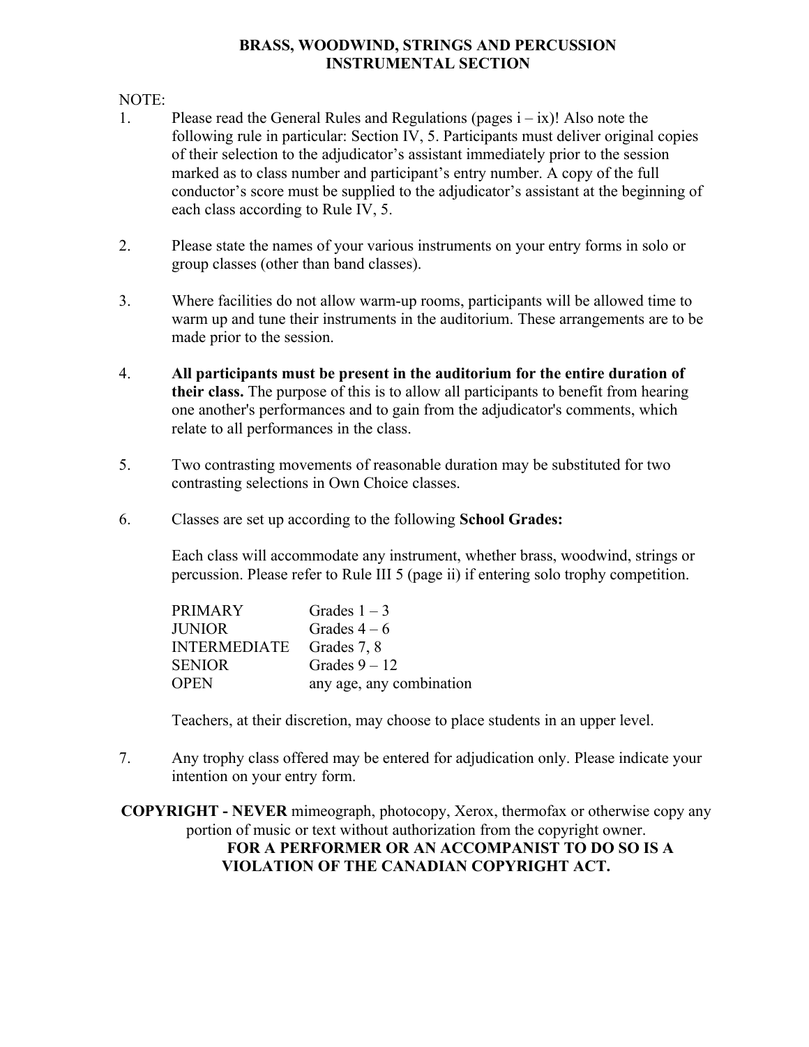# BRASS, WOODWIND, STRINGS AND PERCUSSION
## INSTRUMENTAL SECTION

NOTE:

1. Please read the General Rules and Regulations (pages i – ix)! Also note the following rule in particular: Section IV, 5. Participants must deliver original copies of their selection to the adjudicator's assistant immediately prior to the session marked as to class number and participant's entry number. A copy of the full conductor's score must be supplied to the adjudicator's assistant at the beginning of each class according to Rule IV, 5.

2. Please state the names of your various instruments on your entry forms in solo or group classes (other than band classes).

3. Where facilities do not allow warm-up rooms, participants will be allowed time to warm up and tune their instruments in the auditorium. These arrangements are to be made prior to the session.

4. **All participants must be present in the auditorium for the entire duration of their class.** The purpose of this is to allow all participants to benefit from hearing one another's performances and to gain from the adjudicator's comments, which relate to all performances in the class.

5. Two contrasting movements of reasonable duration may be substituted for two contrasting selections in Own Choice classes.

6. Classes are set up according to the following **School Grades:**

   Each class will accommodate any instrument, whether brass, woodwind, strings or percussion. Please refer to Rule III 5 (page ii) if entering solo trophy competition.

   | | |
   |---|---|
   | PRIMARY | Grades 1 – 3 |
   | JUNIOR | Grades 4 – 6 |
   | INTERMEDIATE | Grades 7, 8 |
   | SENIOR | Grades 9 – 12 |
   | OPEN | any age, any combination |

   Teachers, at their discretion, may choose to place students in an upper level.

7. Any trophy class offered may be entered for adjudication only. Please indicate your intention on your entry form.

**COPYRIGHT - NEVER** mimeograph, photocopy, Xerox, thermofax or otherwise copy any portion of music or text without authorization from the copyright owner.
**FOR A PERFORMER OR AN ACCOMPANIST TO DO SO IS A VIOLATION OF THE CANADIAN COPYRIGHT ACT.**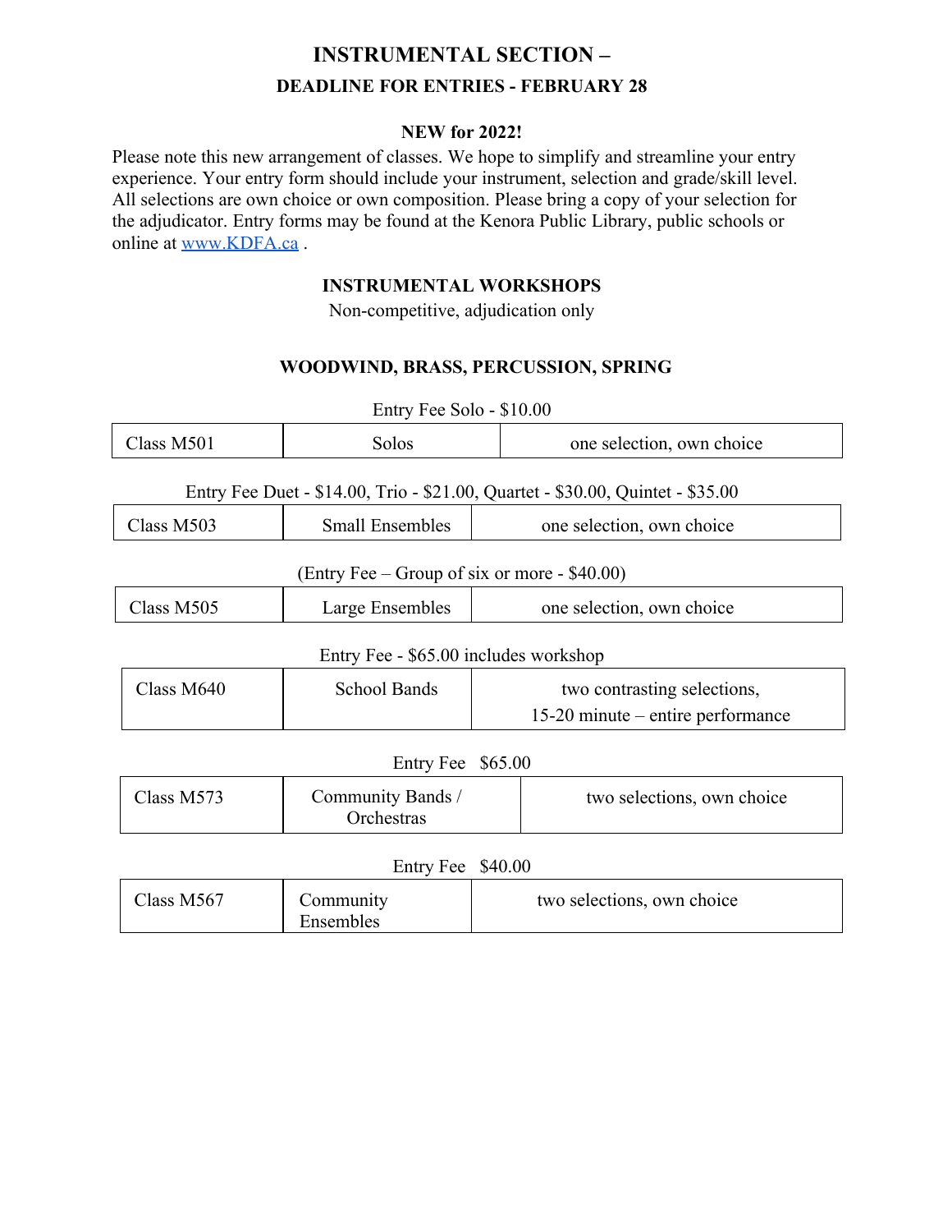# INSTRUMENTAL SECTION –

## DEADLINE FOR ENTRIES - FEBRUARY 28

**NEW for 2022!**

Please note this new arrangement of classes. We hope to simplify and streamline your entry experience. Your entry form should include your instrument, selection and grade/skill level. All selections are own choice or own composition. Please bring a copy of your selection for the adjudicator. Entry forms may be found at the Kenora Public Library, public schools or online at [www.KDFA.ca](http://www.KDFA.ca) .

### INSTRUMENTAL WORKSHOPS

Non-competitive, adjudication only

### WOODWIND, BRASS, PERCUSSION, SPRING

Entry Fee Solo - $10.00

| Class M501 | Solos | one selection, own choice |
|---|---|---|

Entry Fee Duet - $14.00, Trio - $21.00, Quartet - $30.00, Quintet - $35.00

| Class M503 | Small Ensembles | one selection, own choice |
|---|---|---|

(Entry Fee – Group of six or more - $40.00)

| Class M505 | Large Ensembles | one selection, own choice |
|---|---|---|

Entry Fee - $65.00 includes workshop

| Class M640 | School Bands | two contrasting selections, 15-20 minute – entire performance |
|---|---|---|

Entry Fee $65.00

| Class M573 | Community Bands / Orchestras | two selections, own choice |
|---|---|---|

Entry Fee $40.00

| Class M567 | Community Ensembles | two selections, own choice |
|---|---|---|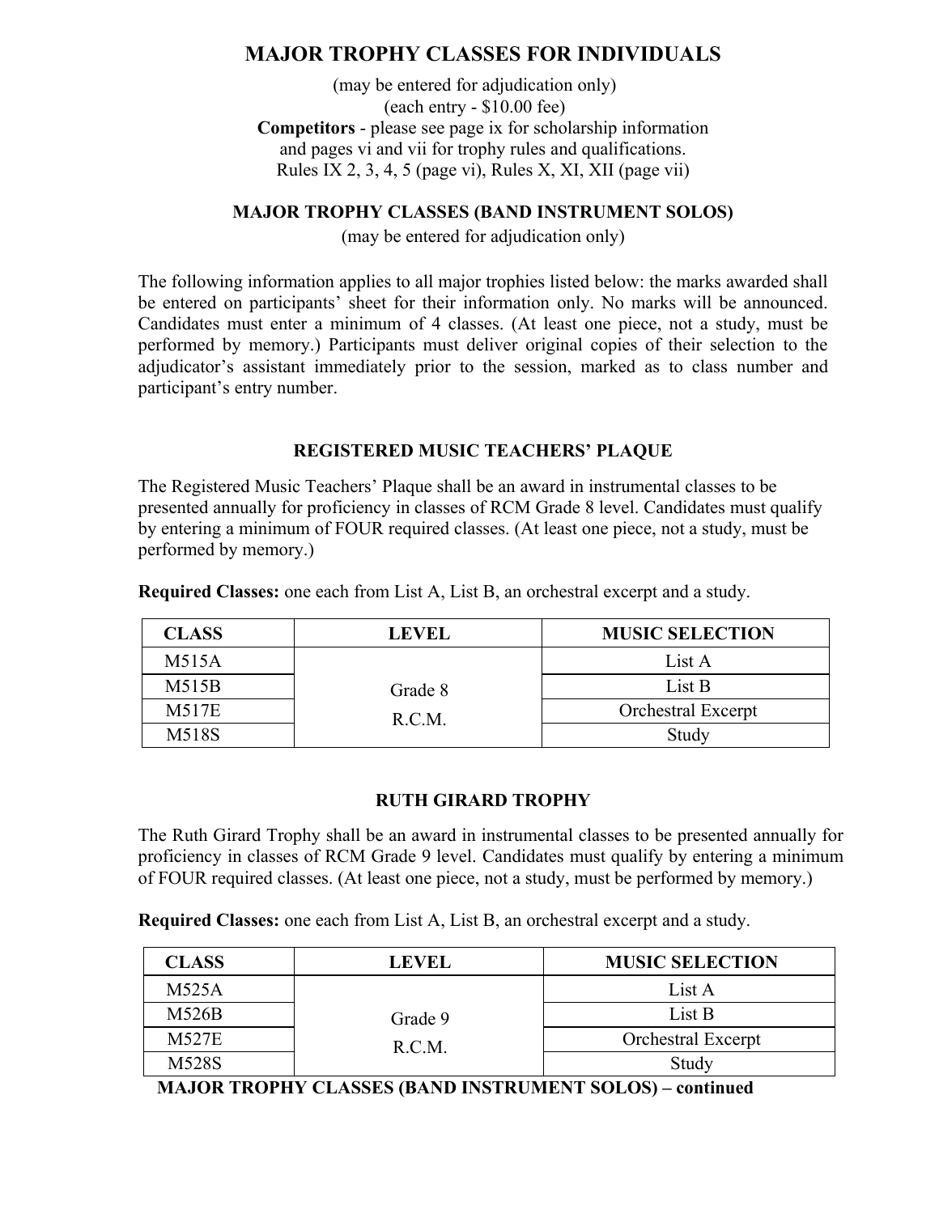# MAJOR TROPHY CLASSES FOR INDIVIDUALS

(may be entered for adjudication only)
(each entry - $10.00 fee)
**Competitors** - please see page ix for scholarship information
and pages vi and vii for trophy rules and qualifications.
Rules IX 2, 3, 4, 5 (page vi), Rules X, XI, XII (page vii)

## MAJOR TROPHY CLASSES (BAND INSTRUMENT SOLOS)

(may be entered for adjudication only)

The following information applies to all major trophies listed below: the marks awarded shall be entered on participants' sheet for their information only. No marks will be announced. Candidates must enter a minimum of 4 classes. (At least one piece, not a study, must be performed by memory.) Participants must deliver original copies of their selection to the adjudicator's assistant immediately prior to the session, marked as to class number and participant's entry number.

### REGISTERED MUSIC TEACHERS' PLAQUE

The Registered Music Teachers' Plaque shall be an award in instrumental classes to be presented annually for proficiency in classes of RCM Grade 8 level. Candidates must qualify by entering a minimum of FOUR required classes. (At least one piece, not a study, must be performed by memory.)

**Required Classes:** one each from List A, List B, an orchestral excerpt and a study.

| CLASS | LEVEL | MUSIC SELECTION |
|---|---|---|
| M515A | Grade 8 R.C.M. | List A |
| M515B | | List B |
| M517E | | Orchestral Excerpt |
| M518S | | Study |

### RUTH GIRARD TROPHY

The Ruth Girard Trophy shall be an award in instrumental classes to be presented annually for proficiency in classes of RCM Grade 9 level. Candidates must qualify by entering a minimum of FOUR required classes. (At least one piece, not a study, must be performed by memory.)

**Required Classes:** one each from List A, List B, an orchestral excerpt and a study.

| CLASS | LEVEL | MUSIC SELECTION |
|---|---|---|
| M525A | Grade 9 R.C.M. | List A |
| M526B | | List B |
| M527E | | Orchestral Excerpt |
| M528S | | Study |

**MAJOR TROPHY CLASSES (BAND INSTRUMENT SOLOS) – continued**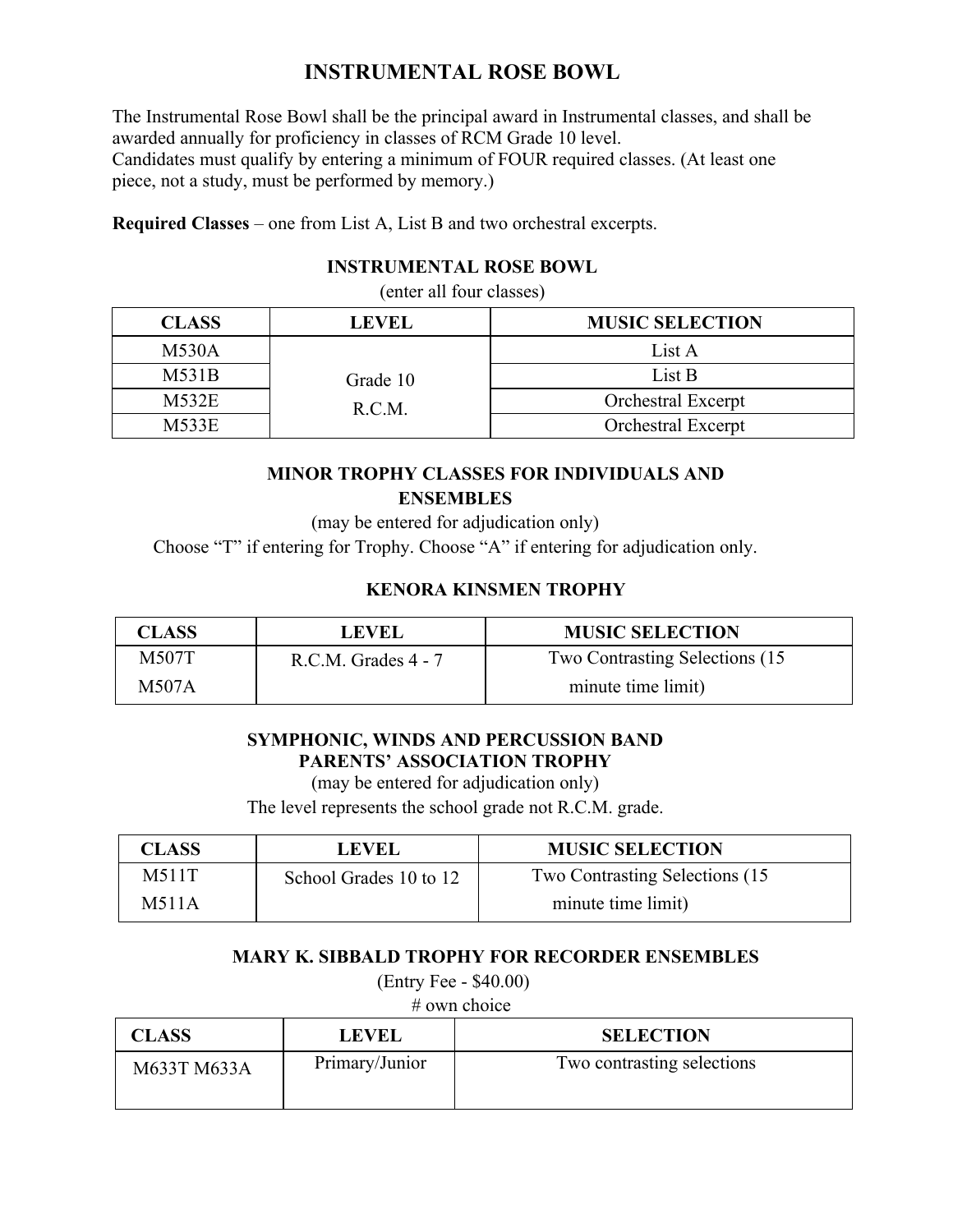# INSTRUMENTAL ROSE BOWL

The Instrumental Rose Bowl shall be the principal award in Instrumental classes, and shall be awarded annually for proficiency in classes of RCM Grade 10 level.
Candidates must qualify by entering a minimum of FOUR required classes. (At least one piece, not a study, must be performed by memory.)

**Required Classes** – one from List A, List B and two orchestral excerpts.

### INSTRUMENTAL ROSE BOWL

(enter all four classes)

| CLASS | LEVEL | MUSIC SELECTION |
|---|---|---|
| M530A | Grade 10 R.C.M. | List A |
| M531B | | List B |
| M532E | | Orchestral Excerpt |
| M533E | | Orchestral Excerpt |

### MINOR TROPHY CLASSES FOR INDIVIDUALS AND ENSEMBLES

(may be entered for adjudication only)

Choose "T" if entering for Trophy. Choose "A" if entering for adjudication only.

### KENORA KINSMEN TROPHY

| CLASS | LEVEL | MUSIC SELECTION |
|---|---|---|
| M507T<br>M507A | R.C.M. Grades 4 - 7 | Two Contrasting Selections (15 minute time limit) |

### SYMPHONIC, WINDS AND PERCUSSION BAND PARENTS' ASSOCIATION TROPHY

(may be entered for adjudication only)

The level represents the school grade not R.C.M. grade.

| CLASS | LEVEL | MUSIC SELECTION |
|---|---|---|
| M511T<br>M511A | School Grades 10 to 12 | Two Contrasting Selections (15 minute time limit) |

### MARY K. SIBBALD TROPHY FOR RECORDER ENSEMBLES

(Entry Fee - $40.00)

# own choice

| CLASS | LEVEL | SELECTION |
|---|---|---|
| M633T M633A | Primary/Junior | Two contrasting selections |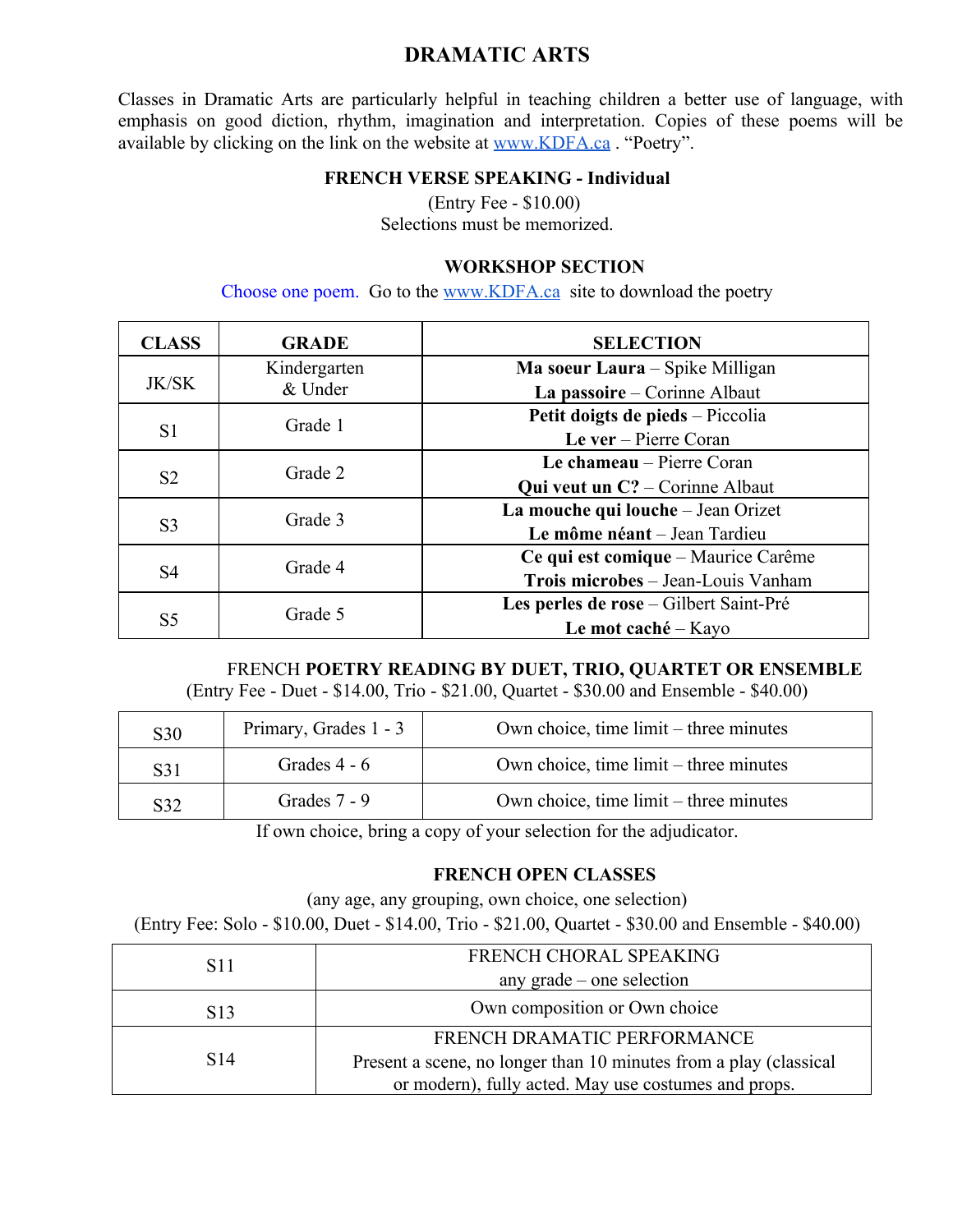# DRAMATIC ARTS

Classes in Dramatic Arts are particularly helpful in teaching children a better use of language, with emphasis on good diction, rhythm, imagination and interpretation. Copies of these poems will be available by clicking on the link on the website at www.KDFA.ca . "Poetry".

### FRENCH VERSE SPEAKING - Individual

(Entry Fee - $10.00)
Selections must be memorized.

### WORKSHOP SECTION

Choose one poem. Go to the www.KDFA.ca site to download the poetry

| CLASS | GRADE | SELECTION |
|---|---|---|
| JK/SK | Kindergarten & Under | **Ma soeur Laura** – Spike Milligan<br>**La passoire** – Corinne Albaut |
| S1 | Grade 1 | **Petit doigts de pieds** – Piccolia<br>**Le ver** – Pierre Coran |
| S2 | Grade 2 | **Le chameau** – Pierre Coran<br>**Qui veut un C?** – Corinne Albaut |
| S3 | Grade 3 | **La mouche qui louche** – Jean Orizet<br>**Le môme néant** – Jean Tardieu |
| S4 | Grade 4 | **Ce qui est comique** – Maurice Carême<br>**Trois microbes** – Jean-Louis Vanham |
| S5 | Grade 5 | **Les perles de rose** – Gilbert Saint-Pré<br>**Le mot caché** – Kayo |

### FRENCH POETRY READING BY DUET, TRIO, QUARTET OR ENSEMBLE

(Entry Fee - Duet - $14.00, Trio - $21.00, Quartet - $30.00 and Ensemble - $40.00)

| | | |
|---|---|---|
| S30 | Primary, Grades 1 - 3 | Own choice, time limit – three minutes |
| S31 | Grades 4 - 6 | Own choice, time limit – three minutes |
| S32 | Grades 7 - 9 | Own choice, time limit – three minutes |

If own choice, bring a copy of your selection for the adjudicator.

### FRENCH OPEN CLASSES

(any age, any grouping, own choice, one selection)
(Entry Fee: Solo - $10.00, Duet - $14.00, Trio - $21.00, Quartet - $30.00 and Ensemble - $40.00)

| | |
|---|---|
| S11 | FRENCH CHORAL SPEAKING<br>any grade – one selection |
| S13 | Own composition or Own choice |
| S14 | FRENCH DRAMATIC PERFORMANCE<br>Present a scene, no longer than 10 minutes from a play (classical or modern), fully acted. May use costumes and props. |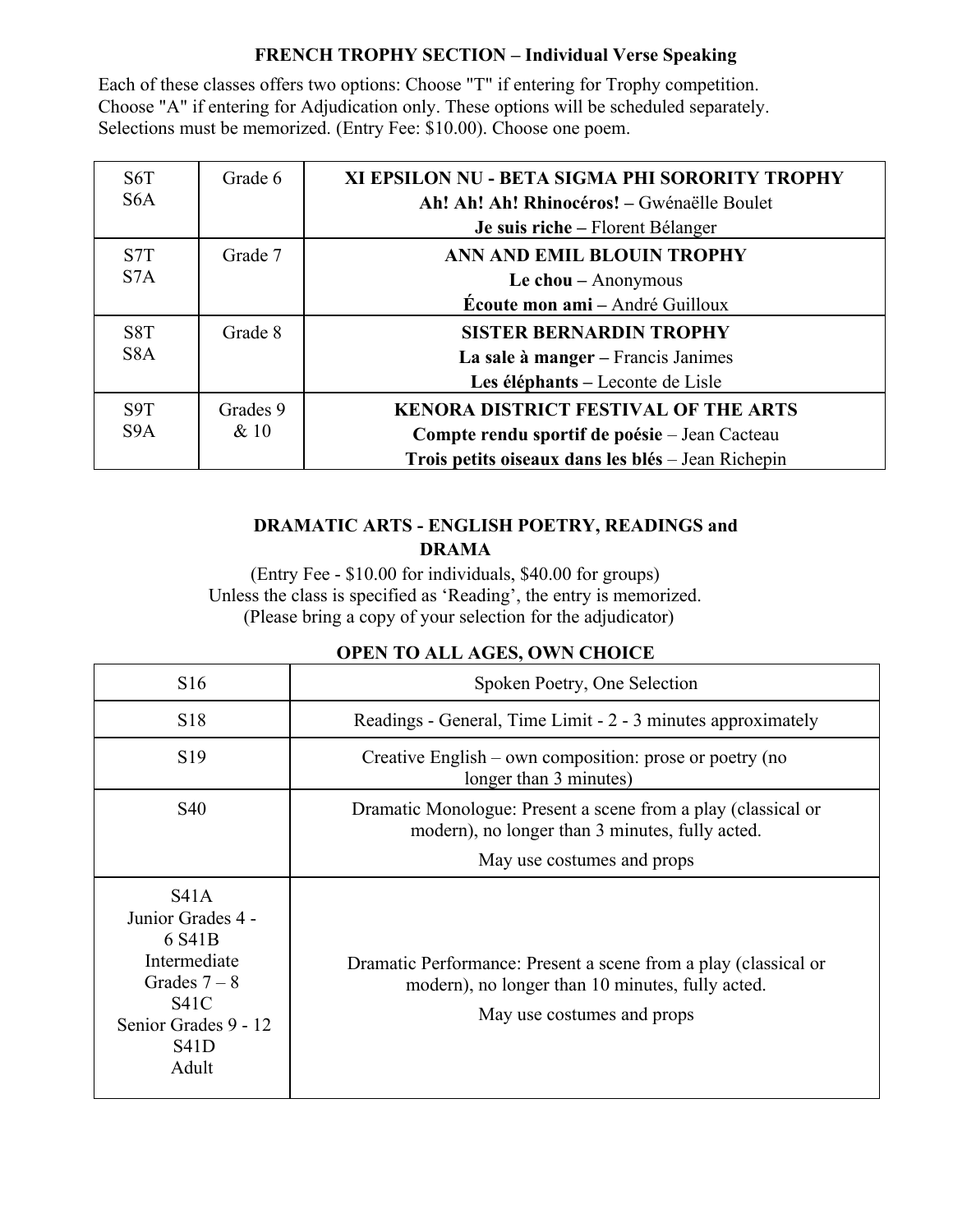## FRENCH TROPHY SECTION – Individual Verse Speaking

Each of these classes offers two options: Choose "T" if entering for Trophy competition. Choose "A" if entering for Adjudication only. These options will be scheduled separately. Selections must be memorized. (Entry Fee: $10.00). Choose one poem.

| | | |
|---|---|---|
| S6T<br>S6A | Grade 6 | **XI EPSILON NU - BETA SIGMA PHI SORORITY TROPHY**<br>**Ah! Ah! Ah! Rhinocéros! –** Gwénaëlle Boulet<br>**Je suis riche –** Florent Bélanger |
| S7T<br>S7A | Grade 7 | **ANN AND EMIL BLOUIN TROPHY**<br>**Le chou –** Anonymous<br>**Écoute mon ami –** André Guilloux |
| S8T<br>S8A | Grade 8 | **SISTER BERNARDIN TROPHY**<br>**La sale à manger –** Francis Janimes<br>**Les éléphants –** Leconte de Lisle |
| S9T<br>S9A | Grades 9 & 10 | **KENORA DISTRICT FESTIVAL OF THE ARTS**<br>**Compte rendu sportif de poésie** – Jean Cacteau<br>**Trois petits oiseaux dans les blés** – Jean Richepin |

## DRAMATIC ARTS - ENGLISH POETRY, READINGS and DRAMA

(Entry Fee - $10.00 for individuals, $40.00 for groups)
Unless the class is specified as 'Reading', the entry is memorized.
(Please bring a copy of your selection for the adjudicator)

### OPEN TO ALL AGES, OWN CHOICE

| | |
|---|---|
| S16 | Spoken Poetry, One Selection |
| S18 | Readings - General, Time Limit - 2 - 3 minutes approximately |
| S19 | Creative English – own composition: prose or poetry (no longer than 3 minutes) |
| S40 | Dramatic Monologue: Present a scene from a play (classical or modern), no longer than 3 minutes, fully acted.<br>May use costumes and props |
| S41A<br>Junior Grades 4 - 6<br>S41B<br>Intermediate Grades 7 – 8<br>S41C<br>Senior Grades 9 - 12<br>S41D<br>Adult | Dramatic Performance: Present a scene from a play (classical or modern), no longer than 10 minutes, fully acted.<br>May use costumes and props |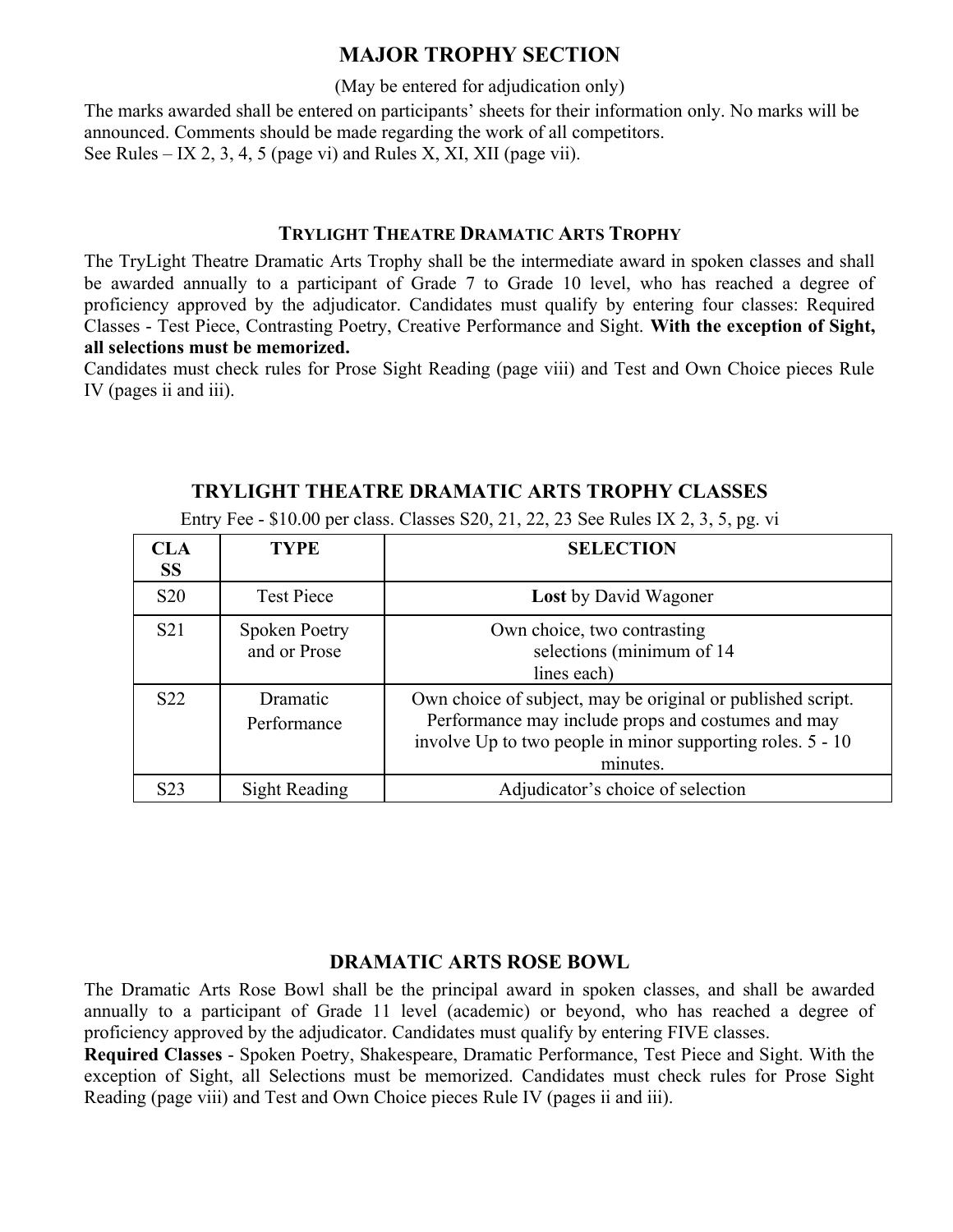# MAJOR TROPHY SECTION

(May be entered for adjudication only)

The marks awarded shall be entered on participants' sheets for their information only. No marks will be announced. Comments should be made regarding the work of all competitors.
See Rules – IX 2, 3, 4, 5 (page vi) and Rules X, XI, XII (page vii).

## TRYLIGHT THEATRE DRAMATIC ARTS TROPHY

The TryLight Theatre Dramatic Arts Trophy shall be the intermediate award in spoken classes and shall be awarded annually to a participant of Grade 7 to Grade 10 level, who has reached a degree of proficiency approved by the adjudicator. Candidates must qualify by entering four classes: Required Classes - Test Piece, Contrasting Poetry, Creative Performance and Sight. **With the exception of Sight, all selections must be memorized.**
Candidates must check rules for Prose Sight Reading (page viii) and Test and Own Choice pieces Rule IV (pages ii and iii).

## TRYLIGHT THEATRE DRAMATIC ARTS TROPHY CLASSES

Entry Fee - $10.00 per class. Classes S20, 21, 22, 23 See Rules IX 2, 3, 5, pg. vi

| CLASS | TYPE | SELECTION |
|---|---|---|
| S20 | Test Piece | **Lost** by David Wagoner |
| S21 | Spoken Poetry and or Prose | Own choice, two contrasting selections (minimum of 14 lines each) |
| S22 | Dramatic Performance | Own choice of subject, may be original or published script. Performance may include props and costumes and may involve Up to two people in minor supporting roles. 5 - 10 minutes. |
| S23 | Sight Reading | Adjudicator's choice of selection |

## DRAMATIC ARTS ROSE BOWL

The Dramatic Arts Rose Bowl shall be the principal award in spoken classes, and shall be awarded annually to a participant of Grade 11 level (academic) or beyond, who has reached a degree of proficiency approved by the adjudicator. Candidates must qualify by entering FIVE classes.
**Required Classes** - Spoken Poetry, Shakespeare, Dramatic Performance, Test Piece and Sight. With the exception of Sight, all Selections must be memorized. Candidates must check rules for Prose Sight Reading (page viii) and Test and Own Choice pieces Rule IV (pages ii and iii).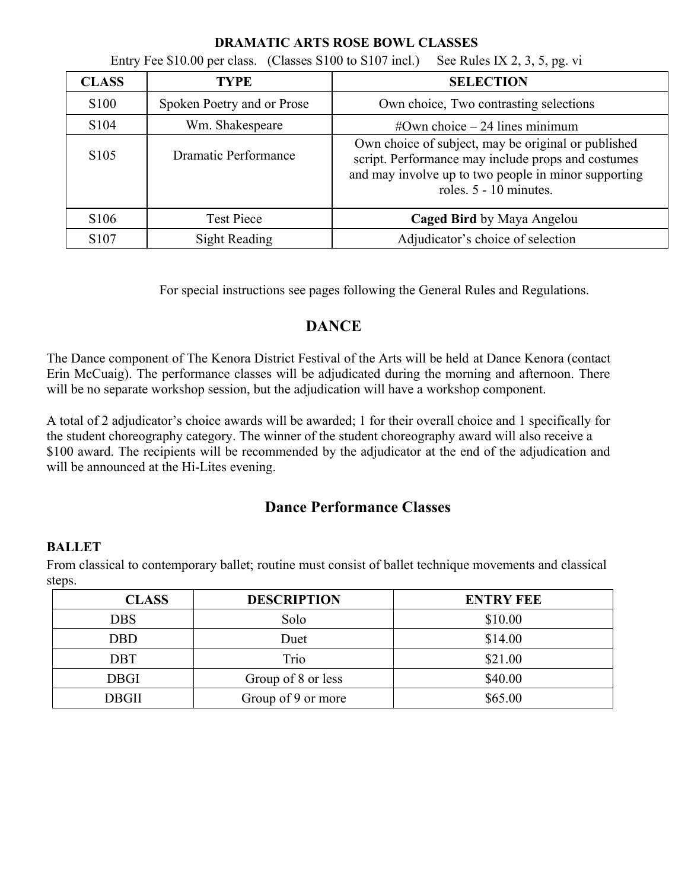**DRAMATIC ARTS ROSE BOWL CLASSES**

Entry Fee $10.00 per class. (Classes S100 to S107 incl.) See Rules IX 2, 3, 5, pg. vi

| CLASS | TYPE | SELECTION |
|---|---|---|
| S100 | Spoken Poetry and or Prose | Own choice, Two contrasting selections |
| S104 | Wm. Shakespeare | #Own choice – 24 lines minimum |
| S105 | Dramatic Performance | Own choice of subject, may be original or published script. Performance may include props and costumes and may involve up to two people in minor supporting roles. 5 - 10 minutes. |
| S106 | Test Piece | **Caged Bird** by Maya Angelou |
| S107 | Sight Reading | Adjudicator's choice of selection |

For special instructions see pages following the General Rules and Regulations.

## DANCE

The Dance component of The Kenora District Festival of the Arts will be held at Dance Kenora (contact Erin McCuaig). The performance classes will be adjudicated during the morning and afternoon. There will be no separate workshop session, but the adjudication will have a workshop component.

A total of 2 adjudicator's choice awards will be awarded; 1 for their overall choice and 1 specifically for the student choreography category. The winner of the student choreography award will also receive a $100 award. The recipients will be recommended by the adjudicator at the end of the adjudication and will be announced at the Hi-Lites evening.

### Dance Performance Classes

**BALLET**

From classical to contemporary ballet; routine must consist of ballet technique movements and classical steps.

| CLASS | DESCRIPTION | ENTRY FEE |
|---|---|---|
| DBS | Solo | $10.00 |
| DBD | Duet | $14.00 |
| DBT | Trio | $21.00 |
| DBGI | Group of 8 or less | $40.00 |
| DBGII | Group of 9 or more | $65.00 |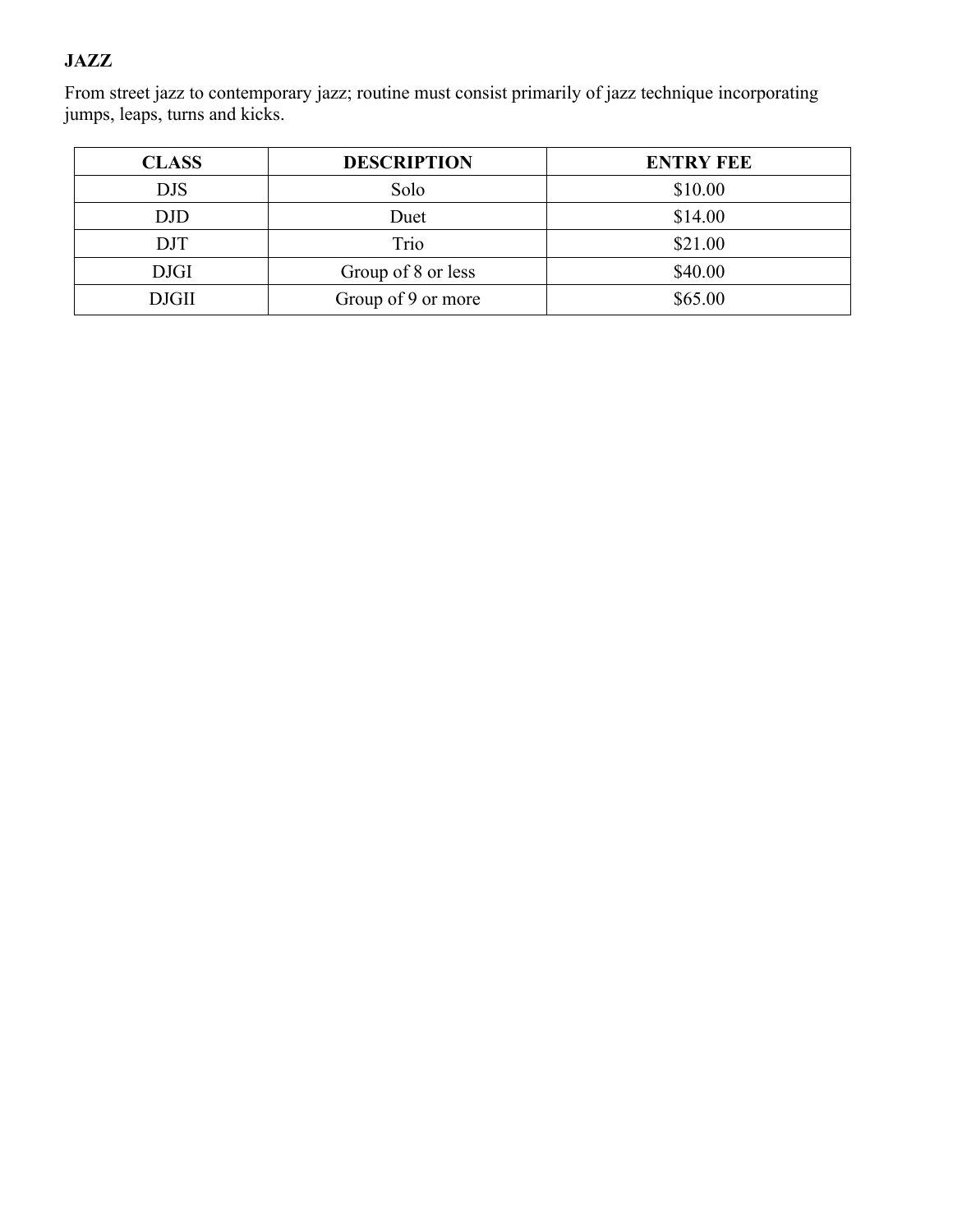**JAZZ**

From street jazz to contemporary jazz; routine must consist primarily of jazz technique incorporating jumps, leaps, turns and kicks.

| CLASS | DESCRIPTION | ENTRY FEE |
|---|---|---|
| DJS | Solo | $10.00 |
| DJD | Duet | $14.00 |
| DJT | Trio | $21.00 |
| DJGI | Group of 8 or less | $40.00 |
| DJGII | Group of 9 or more | $65.00 |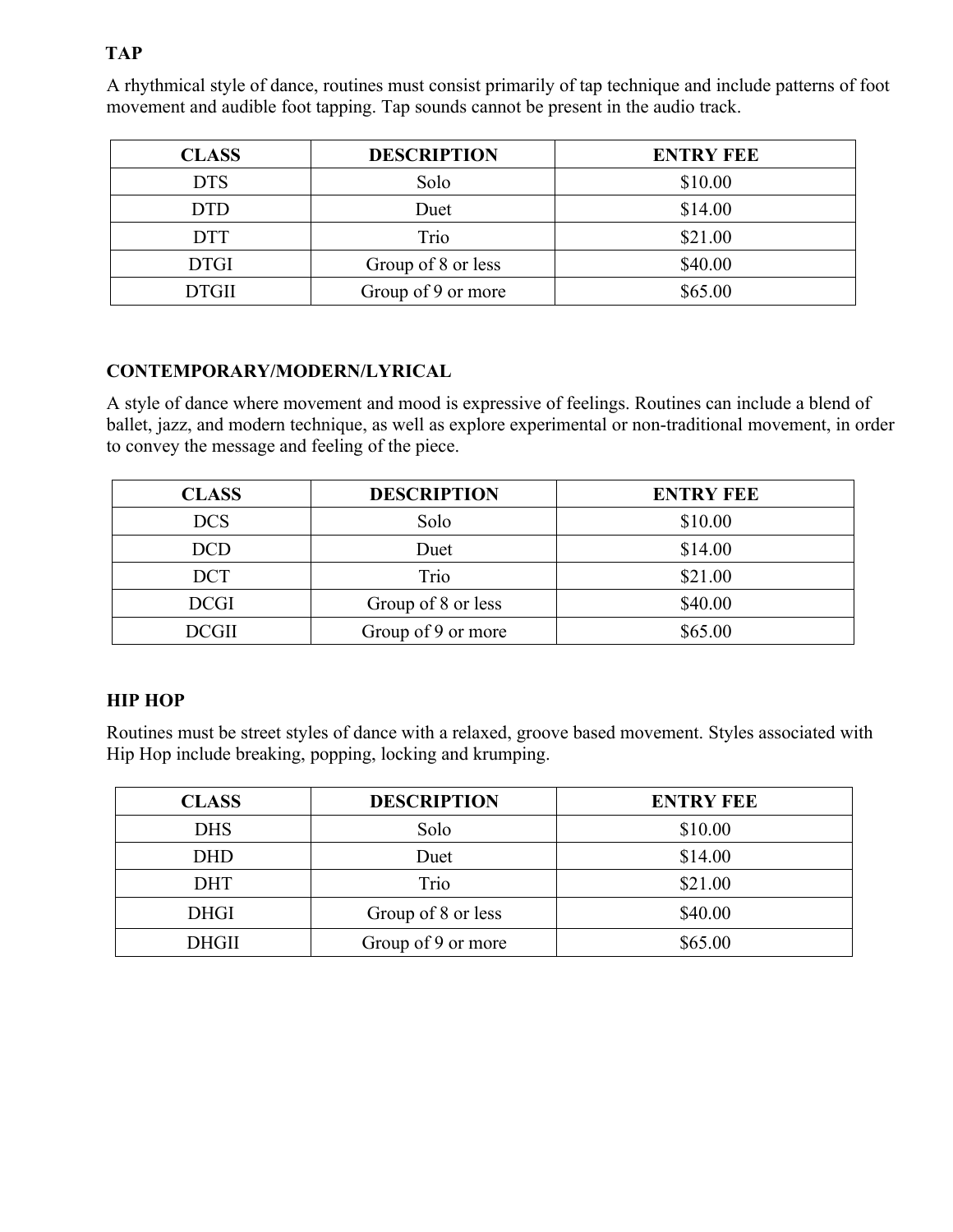**TAP**

A rhythmical style of dance, routines must consist primarily of tap technique and include patterns of foot movement and audible foot tapping. Tap sounds cannot be present in the audio track.

| CLASS | DESCRIPTION | ENTRY FEE |
|---|---|---|
| DTS | Solo | $10.00 |
| DTD | Duet | $14.00 |
| DTT | Trio | $21.00 |
| DTGI | Group of 8 or less | $40.00 |
| DTGII | Group of 9 or more | $65.00 |

**CONTEMPORARY/MODERN/LYRICAL**

A style of dance where movement and mood is expressive of feelings. Routines can include a blend of ballet, jazz, and modern technique, as well as explore experimental or non-traditional movement, in order to convey the message and feeling of the piece.

| CLASS | DESCRIPTION | ENTRY FEE |
|---|---|---|
| DCS | Solo | $10.00 |
| DCD | Duet | $14.00 |
| DCT | Trio | $21.00 |
| DCGI | Group of 8 or less | $40.00 |
| DCGII | Group of 9 or more | $65.00 |

**HIP HOP**

Routines must be street styles of dance with a relaxed, groove based movement. Styles associated with Hip Hop include breaking, popping, locking and krumping.

| CLASS | DESCRIPTION | ENTRY FEE |
|---|---|---|
| DHS | Solo | $10.00 |
| DHD | Duet | $14.00 |
| DHT | Trio | $21.00 |
| DHGI | Group of 8 or less | $40.00 |
| DHGII | Group of 9 or more | $65.00 |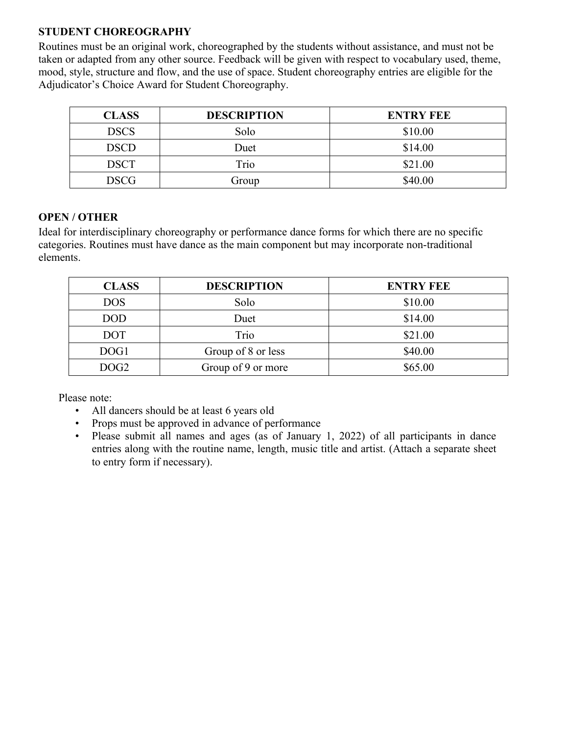## STUDENT CHOREOGRAPHY

Routines must be an original work, choreographed by the students without assistance, and must not be taken or adapted from any other source. Feedback will be given with respect to vocabulary used, theme, mood, style, structure and flow, and the use of space. Student choreography entries are eligible for the Adjudicator's Choice Award for Student Choreography.

| CLASS | DESCRIPTION | ENTRY FEE |
|---|---|---|
| DSCS | Solo | $10.00 |
| DSCD | Duet | $14.00 |
| DSCT | Trio | $21.00 |
| DSCG | Group | $40.00 |

## OPEN / OTHER

Ideal for interdisciplinary choreography or performance dance forms for which there are no specific categories. Routines must have dance as the main component but may incorporate non-traditional elements.

| CLASS | DESCRIPTION | ENTRY FEE |
|---|---|---|
| DOS | Solo | $10.00 |
| DOD | Duet | $14.00 |
| DOT | Trio | $21.00 |
| DOG1 | Group of 8 or less | $40.00 |
| DOG2 | Group of 9 or more | $65.00 |

Please note:

- All dancers should be at least 6 years old
- Props must be approved in advance of performance
- Please submit all names and ages (as of January 1, 2022) of all participants in dance entries along with the routine name, length, music title and artist. (Attach a separate sheet to entry form if necessary).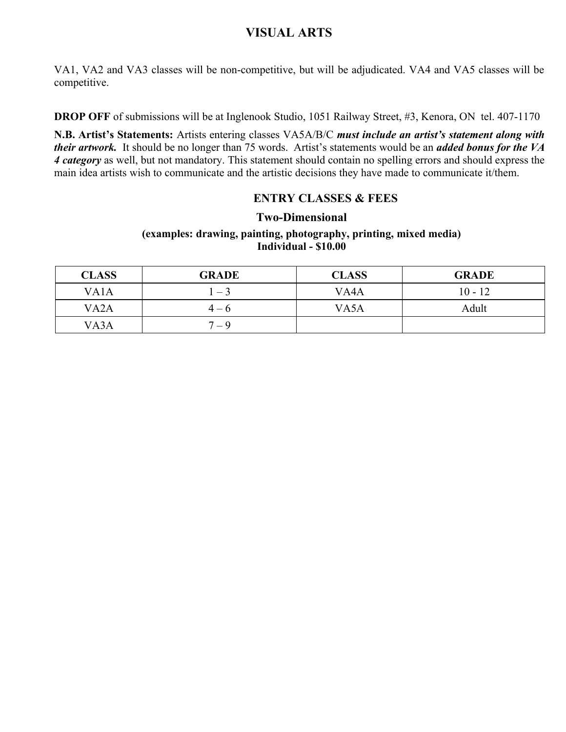# VISUAL ARTS

VA1, VA2 and VA3 classes will be non-competitive, but will be adjudicated. VA4 and VA5 classes will be competitive.

**DROP OFF** of submissions will be at Inglenook Studio, 1051 Railway Street, #3, Kenora, ON tel. 407-1170

**N.B. Artist's Statements:** Artists entering classes VA5A/B/C ***must include an artist's statement along with their artwork.*** It should be no longer than 75 words. Artist's statements would be an ***added bonus for the VA 4 category*** as well, but not mandatory. This statement should contain no spelling errors and should express the main idea artists wish to communicate and the artistic decisions they have made to communicate it/them.

## ENTRY CLASSES & FEES

### Two-Dimensional

**(examples: drawing, painting, photography, printing, mixed media)**
**Individual - $10.00**

| CLASS | GRADE | CLASS | GRADE |
|---|---|---|---|
| VA1A | 1 – 3 | VA4A | 10 - 12 |
| VA2A | 4 – 6 | VA5A | Adult |
| VA3A | 7 – 9 | | |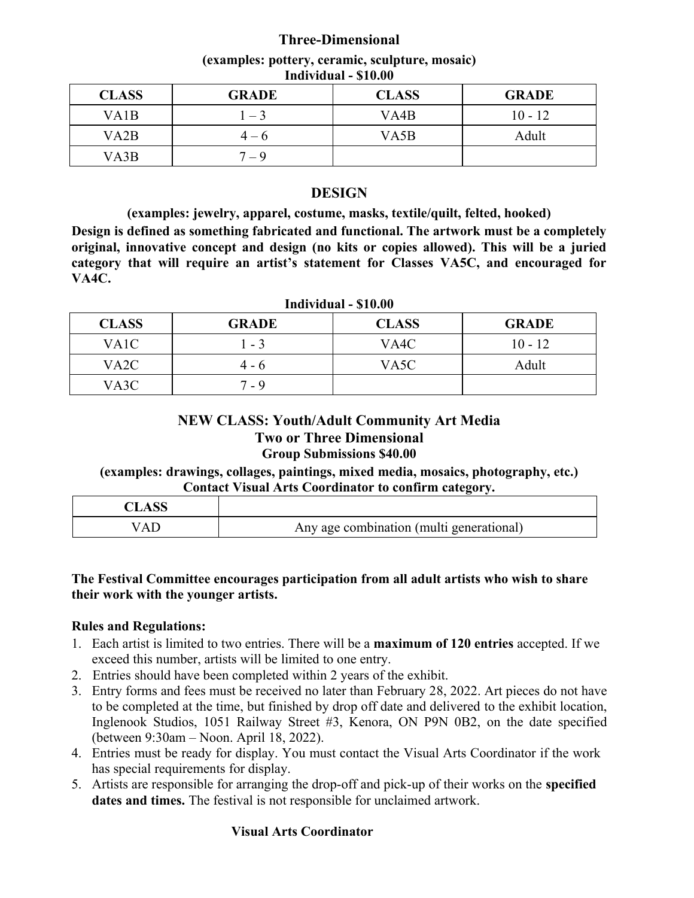## Three-Dimensional

**(examples: pottery, ceramic, sculpture, mosaic)**

**Individual - $10.00**

| CLASS | GRADE | CLASS | GRADE |
|---|---|---|---|
| VA1B | 1 – 3 | VA4B | 10 - 12 |
| VA2B | 4 – 6 | VA5B | Adult |
| VA3B | 7 – 9 | | |

## DESIGN

**(examples: jewelry, apparel, costume, masks, textile/quilt, felted, hooked)**

**Design is defined as something fabricated and functional. The artwork must be a completely original, innovative concept and design (no kits or copies allowed). This will be a juried category that will require an artist's statement for Classes VA5C, and encouraged for VA4C.**

**Individual - $10.00**

| CLASS | GRADE | CLASS | GRADE |
|---|---|---|---|
| VA1C | 1 - 3 | VA4C | 10 - 12 |
| VA2C | 4 - 6 | VA5C | Adult |
| VA3C | 7 - 9 | | |

## NEW CLASS: Youth/Adult Community Art Media

### Two or Three Dimensional

**Group Submissions $40.00**

**(examples: drawings, collages, paintings, mixed media, mosaics, photography, etc.)**

**Contact Visual Arts Coordinator to confirm category.**

| CLASS | |
|---|---|
| VAD | Any age combination (multi generational) |

**The Festival Committee encourages participation from all adult artists who wish to share their work with the younger artists.**

**Rules and Regulations:**

1. Each artist is limited to two entries. There will be a **maximum of 120 entries** accepted. If we exceed this number, artists will be limited to one entry.
2. Entries should have been completed within 2 years of the exhibit.
3. Entry forms and fees must be received no later than February 28, 2022. Art pieces do not have to be completed at the time, but finished by drop off date and delivered to the exhibit location, Inglenook Studios, 1051 Railway Street #3, Kenora, ON P9N 0B2, on the date specified (between 9:30am – Noon. April 18, 2022).
4. Entries must be ready for display. You must contact the Visual Arts Coordinator if the work has special requirements for display.
5. Artists are responsible for arranging the drop-off and pick-up of their works on the **specified dates and times.** The festival is not responsible for unclaimed artwork.

**Visual Arts Coordinator**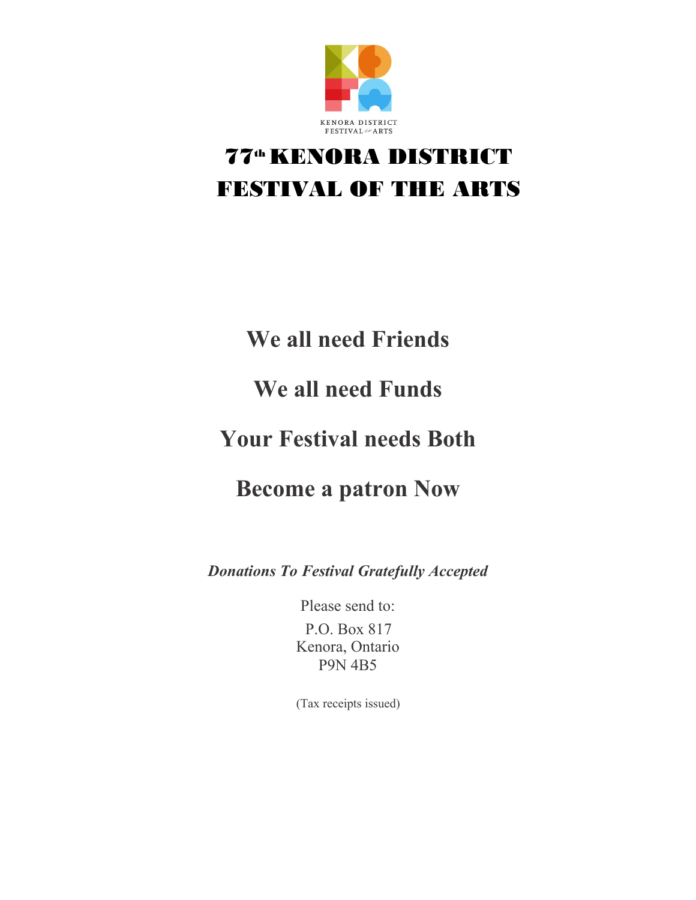KENORA DISTRICT
FESTIVAL of the ARTS

# 77th KENORA DISTRICT FESTIVAL OF THE ARTS

## We all need Friends

## We all need Funds

## Your Festival needs Both

## Become a patron Now

***Donations To Festival Gratefully Accepted***

Please send to:

P.O. Box 817
Kenora, Ontario
P9N 4B5

(Tax receipts issued)